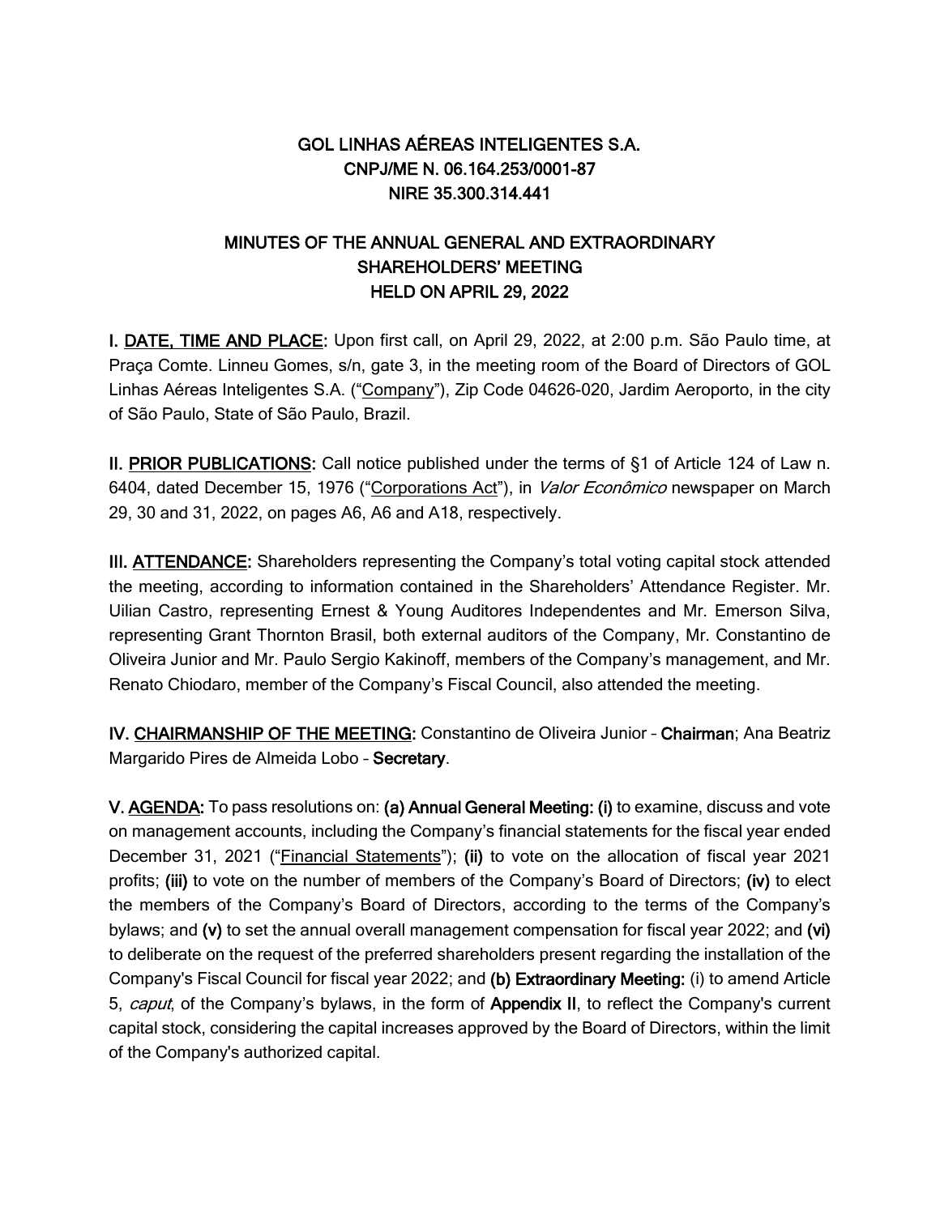# GOL LINHAS AÉREAS INTELIGENTES S.A.
## CNPJ/ME N. 06.164.253/0001-87
## NIRE 35.300.314.441

## MINUTES OF THE ANNUAL GENERAL AND EXTRAORDINARY SHAREHOLDERS' MEETING HELD ON APRIL 29, 2022

**I. DATE, TIME AND PLACE:** Upon first call, on April 29, 2022, at 2:00 p.m. São Paulo time, at Praça Comte. Linneu Gomes, s/n, gate 3, in the meeting room of the Board of Directors of GOL Linhas Aéreas Inteligentes S.A. ("Company"), Zip Code 04626-020, Jardim Aeroporto, in the city of São Paulo, State of São Paulo, Brazil.

**II. PRIOR PUBLICATIONS:** Call notice published under the terms of §1 of Article 124 of Law n. 6404, dated December 15, 1976 ("Corporations Act"), in *Valor Econômico* newspaper on March 29, 30 and 31, 2022, on pages A6, A6 and A18, respectively.

**III. ATTENDANCE:** Shareholders representing the Company's total voting capital stock attended the meeting, according to information contained in the Shareholders' Attendance Register. Mr. Uilian Castro, representing Ernest & Young Auditores Independentes and Mr. Emerson Silva, representing Grant Thornton Brasil, both external auditors of the Company, Mr. Constantino de Oliveira Junior and Mr. Paulo Sergio Kakinoff, members of the Company's management, and Mr. Renato Chiodaro, member of the Company's Fiscal Council, also attended the meeting.

**IV. CHAIRMANSHIP OF THE MEETING:** Constantino de Oliveira Junior – **Chairman**; Ana Beatriz Margarido Pires de Almeida Lobo – **Secretary**.

**V. AGENDA:** To pass resolutions on: **(a) Annual General Meeting: (i)** to examine, discuss and vote on management accounts, including the Company's financial statements for the fiscal year ended December 31, 2021 ("Financial Statements"); **(ii)** to vote on the allocation of fiscal year 2021 profits; **(iii)** to vote on the number of members of the Company's Board of Directors; **(iv)** to elect the members of the Company's Board of Directors, according to the terms of the Company's bylaws; and **(v)** to set the annual overall management compensation for fiscal year 2022; and **(vi)** to deliberate on the request of the preferred shareholders present regarding the installation of the Company's Fiscal Council for fiscal year 2022; and **(b) Extraordinary Meeting:** (i) to amend Article 5, *caput*, of the Company's bylaws, in the form of **Appendix II**, to reflect the Company's current capital stock, considering the capital increases approved by the Board of Directors, within the limit of the Company's authorized capital.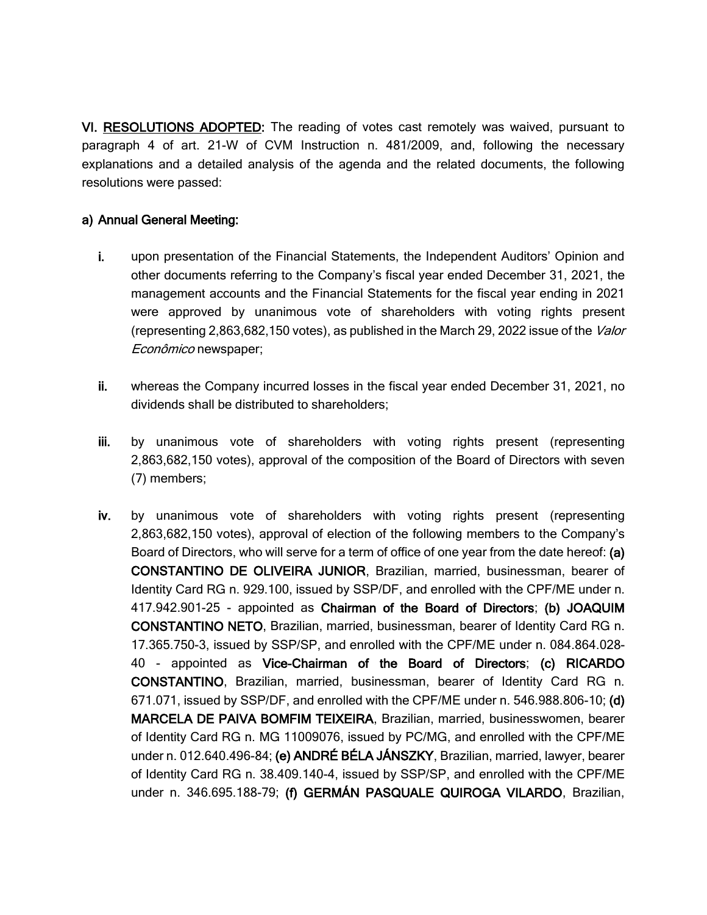**VI. <u>RESOLUTIONS ADOPTED</u>:** The reading of votes cast remotely was waived, pursuant to paragraph 4 of art. 21-W of CVM Instruction n. 481/2009, and, following the necessary explanations and a detailed analysis of the agenda and the related documents, the following resolutions were passed:

**a) Annual General Meeting:**

**i.** upon presentation of the Financial Statements, the Independent Auditors' Opinion and other documents referring to the Company's fiscal year ended December 31, 2021, the management accounts and the Financial Statements for the fiscal year ending in 2021 were approved by unanimous vote of shareholders with voting rights present (representing 2,863,682,150 votes), as published in the March 29, 2022 issue of the *Valor Econômico* newspaper;

**ii.** whereas the Company incurred losses in the fiscal year ended December 31, 2021, no dividends shall be distributed to shareholders;

**iii.** by unanimous vote of shareholders with voting rights present (representing 2,863,682,150 votes), approval of the composition of the Board of Directors with seven (7) members;

**iv.** by unanimous vote of shareholders with voting rights present (representing 2,863,682,150 votes), approval of election of the following members to the Company's Board of Directors, who will serve for a term of office of one year from the date hereof: **(a) CONSTANTINO DE OLIVEIRA JUNIOR**, Brazilian, married, businessman, bearer of Identity Card RG n. 929.100, issued by SSP/DF, and enrolled with the CPF/ME under n. 417.942.901-25 - appointed as **Chairman of the Board of Directors**; **(b) JOAQUIM CONSTANTINO NETO**, Brazilian, married, businessman, bearer of Identity Card RG n. 17.365.750-3, issued by SSP/SP, and enrolled with the CPF/ME under n. 084.864.028-40 - appointed as **Vice-Chairman of the Board of Directors**; **(c) RICARDO CONSTANTINO**, Brazilian, married, businessman, bearer of Identity Card RG n. 671.071, issued by SSP/DF, and enrolled with the CPF/ME under n. 546.988.806-10; **(d) MARCELA DE PAIVA BOMFIM TEIXEIRA**, Brazilian, married, businesswomen, bearer of Identity Card RG n. MG 11009076, issued by PC/MG, and enrolled with the CPF/ME under n. 012.640.496-84; **(e) ANDRÉ BÉLA JÁNSZKY**, Brazilian, married, lawyer, bearer of Identity Card RG n. 38.409.140-4, issued by SSP/SP, and enrolled with the CPF/ME under n. 346.695.188-79; **(f) GERMÁN PASQUALE QUIROGA VILARDO**, Brazilian,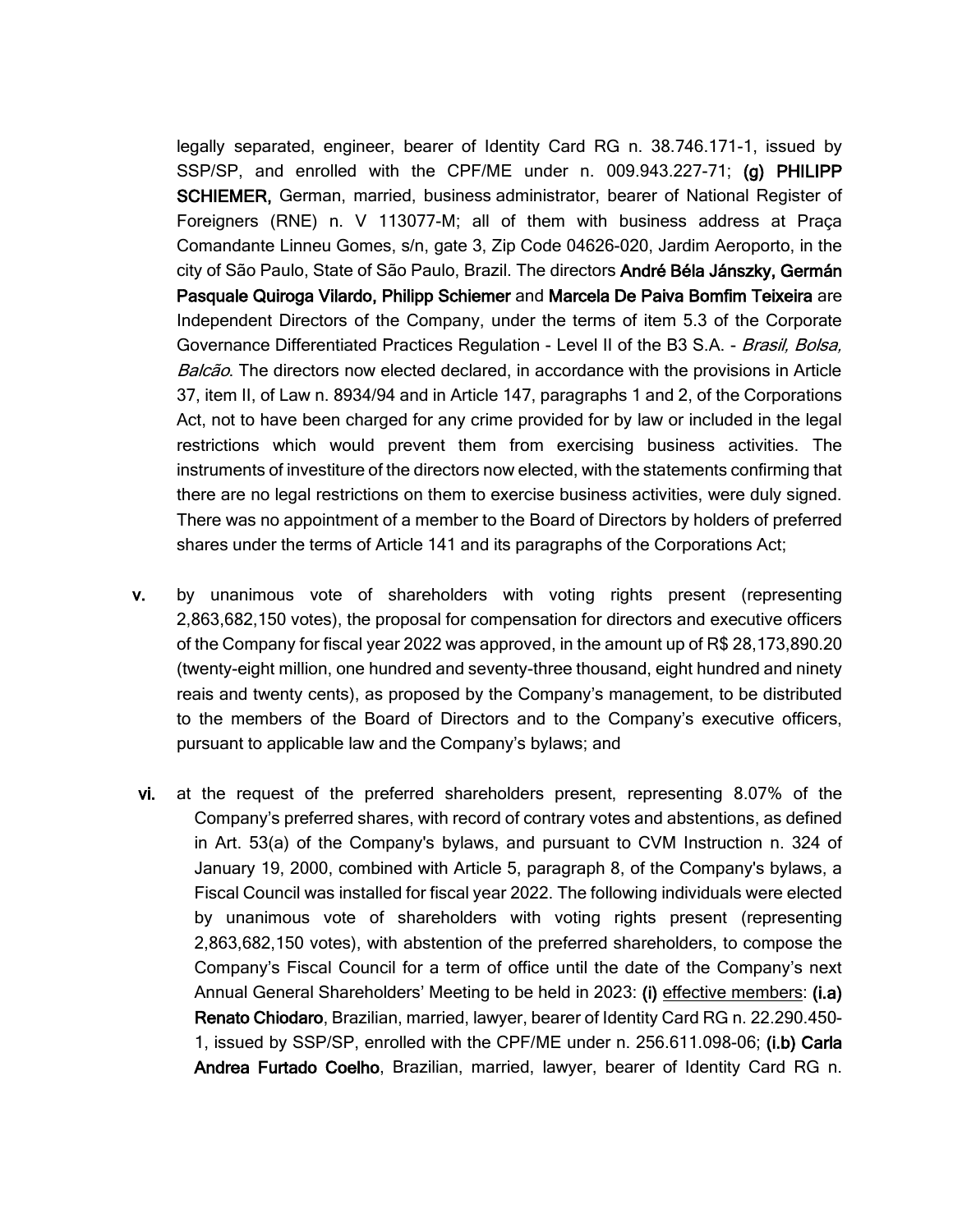legally separated, engineer, bearer of Identity Card RG n. 38.746.171-1, issued by SSP/SP, and enrolled with the CPF/ME under n. 009.943.227-71; **(g) PHILIPP SCHIEMER,** German, married, business administrator, bearer of National Register of Foreigners (RNE) n. V 113077-M; all of them with business address at Praça Comandante Linneu Gomes, s/n, gate 3, Zip Code 04626-020, Jardim Aeroporto, in the city of São Paulo, State of São Paulo, Brazil. The directors **André Béla Jánszky, Germán Pasquale Quiroga Vilardo, Philipp Schiemer** and **Marcela De Paiva Bomfim Teixeira** are Independent Directors of the Company, under the terms of item 5.3 of the Corporate Governance Differentiated Practices Regulation - Level II of the B3 S.A. - *Brasil, Bolsa, Balcão*. The directors now elected declared, in accordance with the provisions in Article 37, item II, of Law n. 8934/94 and in Article 147, paragraphs 1 and 2, of the Corporations Act, not to have been charged for any crime provided for by law or included in the legal restrictions which would prevent them from exercising business activities. The instruments of investiture of the directors now elected, with the statements confirming that there are no legal restrictions on them to exercise business activities, were duly signed. There was no appointment of a member to the Board of Directors by holders of preferred shares under the terms of Article 141 and its paragraphs of the Corporations Act;

**v.** by unanimous vote of shareholders with voting rights present (representing 2,863,682,150 votes), the proposal for compensation for directors and executive officers of the Company for fiscal year 2022 was approved, in the amount up of R$ 28,173,890.20 (twenty-eight million, one hundred and seventy-three thousand, eight hundred and ninety reais and twenty cents), as proposed by the Company's management, to be distributed to the members of the Board of Directors and to the Company's executive officers, pursuant to applicable law and the Company's bylaws; and

**vi.** at the request of the preferred shareholders present, representing 8.07% of the Company's preferred shares, with record of contrary votes and abstentions, as defined in Art. 53(a) of the Company's bylaws, and pursuant to CVM Instruction n. 324 of January 19, 2000, combined with Article 5, paragraph 8, of the Company's bylaws, a Fiscal Council was installed for fiscal year 2022. The following individuals were elected by unanimous vote of shareholders with voting rights present (representing 2,863,682,150 votes), with abstention of the preferred shareholders, to compose the Company's Fiscal Council for a term of office until the date of the Company's next Annual General Shareholders' Meeting to be held in 2023: **(i)** effective members: **(i.a) Renato Chiodaro**, Brazilian, married, lawyer, bearer of Identity Card RG n. 22.290.450-1, issued by SSP/SP, enrolled with the CPF/ME under n. 256.611.098-06; **(i.b) Carla Andrea Furtado Coelho**, Brazilian, married, lawyer, bearer of Identity Card RG n.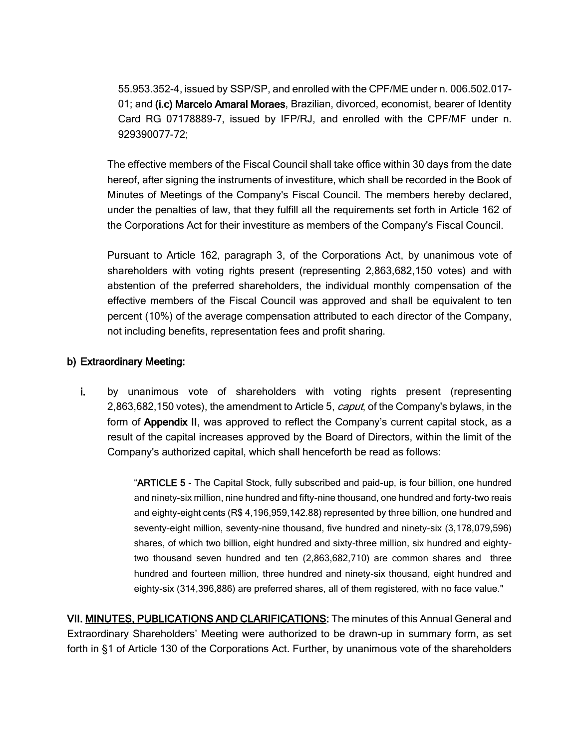55.953.352-4, issued by SSP/SP, and enrolled with the CPF/ME under n. 006.502.017-01; and **(i.c) Marcelo Amaral Moraes**, Brazilian, divorced, economist, bearer of Identity Card RG 07178889-7, issued by IFP/RJ, and enrolled with the CPF/MF under n. 929390077-72;

The effective members of the Fiscal Council shall take office within 30 days from the date hereof, after signing the instruments of investiture, which shall be recorded in the Book of Minutes of Meetings of the Company's Fiscal Council. The members hereby declared, under the penalties of law, that they fulfill all the requirements set forth in Article 162 of the Corporations Act for their investiture as members of the Company's Fiscal Council.

Pursuant to Article 162, paragraph 3, of the Corporations Act, by unanimous vote of shareholders with voting rights present (representing 2,863,682,150 votes) and with abstention of the preferred shareholders, the individual monthly compensation of the effective members of the Fiscal Council was approved and shall be equivalent to ten percent (10%) of the average compensation attributed to each director of the Company, not including benefits, representation fees and profit sharing.

**b) Extraordinary Meeting:**

**i.** by unanimous vote of shareholders with voting rights present (representing 2,863,682,150 votes), the amendment to Article 5, *caput*, of the Company's bylaws, in the form of **Appendix II**, was approved to reflect the Company's current capital stock, as a result of the capital increases approved by the Board of Directors, within the limit of the Company's authorized capital, which shall henceforth be read as follows:

> "**ARTICLE 5** - The Capital Stock, fully subscribed and paid-up, is four billion, one hundred and ninety-six million, nine hundred and fifty-nine thousand, one hundred and forty-two reais and eighty-eight cents (R$ 4,196,959,142.88) represented by three billion, one hundred and seventy-eight million, seventy-nine thousand, five hundred and ninety-six (3,178,079,596) shares, of which two billion, eight hundred and sixty-three million, six hundred and eighty-two thousand seven hundred and ten (2,863,682,710) are common shares and three hundred and fourteen million, three hundred and ninety-six thousand, eight hundred and eighty-six (314,396,886) are preferred shares, all of them registered, with no face value."

**VII. MINUTES, PUBLICATIONS AND CLARIFICATIONS:** The minutes of this Annual General and Extraordinary Shareholders' Meeting were authorized to be drawn-up in summary form, as set forth in §1 of Article 130 of the Corporations Act. Further, by unanimous vote of the shareholders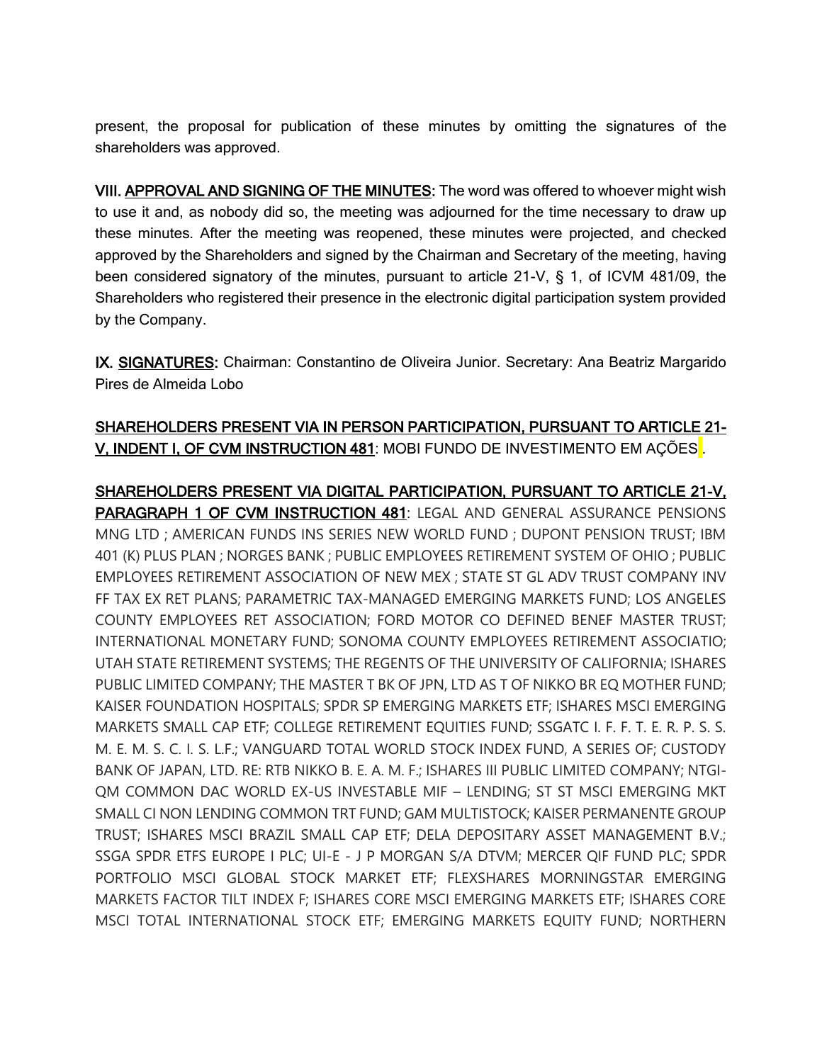present, the proposal for publication of these minutes by omitting the signatures of the shareholders was approved.

**VIII. APPROVAL AND SIGNING OF THE MINUTES:** The word was offered to whoever might wish to use it and, as nobody did so, the meeting was adjourned for the time necessary to draw up these minutes. After the meeting was reopened, these minutes were projected, and checked approved by the Shareholders and signed by the Chairman and Secretary of the meeting, having been considered signatory of the minutes, pursuant to article 21-V, § 1, of ICVM 481/09, the Shareholders who registered their presence in the electronic digital participation system provided by the Company.

**IX. SIGNATURES:** Chairman: Constantino de Oliveira Junior. Secretary: Ana Beatriz Margarido Pires de Almeida Lobo

**SHAREHOLDERS PRESENT VIA IN PERSON PARTICIPATION, PURSUANT TO ARTICLE 21-V, INDENT I, OF CVM INSTRUCTION 481**: MOBI FUNDO DE INVESTIMENTO EM AÇÕES .

**SHAREHOLDERS PRESENT VIA DIGITAL PARTICIPATION, PURSUANT TO ARTICLE 21-V, PARAGRAPH 1 OF CVM INSTRUCTION 481**: LEGAL AND GENERAL ASSURANCE PENSIONS MNG LTD ; AMERICAN FUNDS INS SERIES NEW WORLD FUND ; DUPONT PENSION TRUST; IBM 401 (K) PLUS PLAN ; NORGES BANK ; PUBLIC EMPLOYEES RETIREMENT SYSTEM OF OHIO ; PUBLIC EMPLOYEES RETIREMENT ASSOCIATION OF NEW MEX ; STATE ST GL ADV TRUST COMPANY INV FF TAX EX RET PLANS; PARAMETRIC TAX-MANAGED EMERGING MARKETS FUND; LOS ANGELES COUNTY EMPLOYEES RET ASSOCIATION; FORD MOTOR CO DEFINED BENEF MASTER TRUST; INTERNATIONAL MONETARY FUND; SONOMA COUNTY EMPLOYEES RETIREMENT ASSOCIATIO; UTAH STATE RETIREMENT SYSTEMS; THE REGENTS OF THE UNIVERSITY OF CALIFORNIA; ISHARES PUBLIC LIMITED COMPANY; THE MASTER T BK OF JPN, LTD AS T OF NIKKO BR EQ MOTHER FUND; KAISER FOUNDATION HOSPITALS; SPDR SP EMERGING MARKETS ETF; ISHARES MSCI EMERGING MARKETS SMALL CAP ETF; COLLEGE RETIREMENT EQUITIES FUND; SSGATC I. F. F. T. E. R. P. S. S. M. E. M. S. C. I. S. L.F.; VANGUARD TOTAL WORLD STOCK INDEX FUND, A SERIES OF; CUSTODY BANK OF JAPAN, LTD. RE: RTB NIKKO B. E. A. M. F.; ISHARES III PUBLIC LIMITED COMPANY; NTGI-QM COMMON DAC WORLD EX-US INVESTABLE MIF – LENDING; ST ST MSCI EMERGING MKT SMALL CI NON LENDING COMMON TRT FUND; GAM MULTISTOCK; KAISER PERMANENTE GROUP TRUST; ISHARES MSCI BRAZIL SMALL CAP ETF; DELA DEPOSITARY ASSET MANAGEMENT B.V.; SSGA SPDR ETFS EUROPE I PLC; UI-E - J P MORGAN S/A DTVM; MERCER QIF FUND PLC; SPDR PORTFOLIO MSCI GLOBAL STOCK MARKET ETF; FLEXSHARES MORNINGSTAR EMERGING MARKETS FACTOR TILT INDEX F; ISHARES CORE MSCI EMERGING MARKETS ETF; ISHARES CORE MSCI TOTAL INTERNATIONAL STOCK ETF; EMERGING MARKETS EQUITY FUND; NORTHERN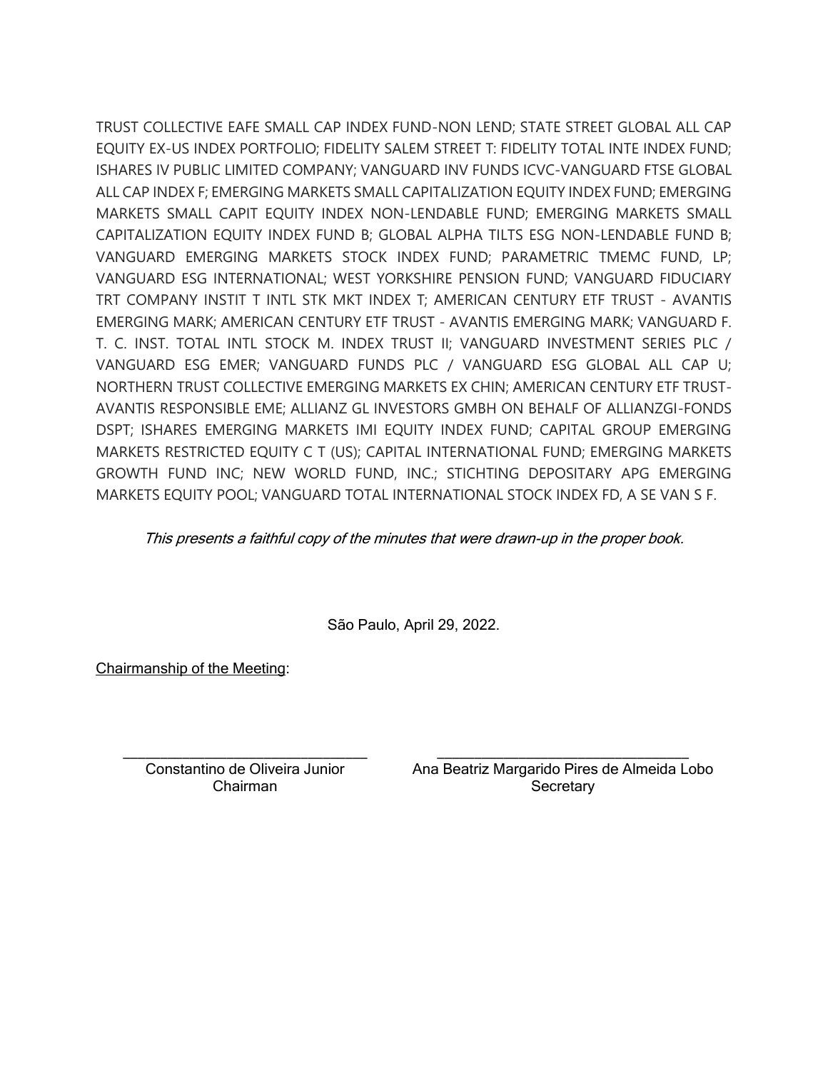TRUST COLLECTIVE EAFE SMALL CAP INDEX FUND-NON LEND; STATE STREET GLOBAL ALL CAP EQUITY EX-US INDEX PORTFOLIO; FIDELITY SALEM STREET T: FIDELITY TOTAL INTE INDEX FUND; ISHARES IV PUBLIC LIMITED COMPANY; VANGUARD INV FUNDS ICVC-VANGUARD FTSE GLOBAL ALL CAP INDEX F; EMERGING MARKETS SMALL CAPITALIZATION EQUITY INDEX FUND; EMERGING MARKETS SMALL CAPIT EQUITY INDEX NON-LENDABLE FUND; EMERGING MARKETS SMALL CAPITALIZATION EQUITY INDEX FUND B; GLOBAL ALPHA TILTS ESG NON-LENDABLE FUND B; VANGUARD EMERGING MARKETS STOCK INDEX FUND; PARAMETRIC TMEMC FUND, LP; VANGUARD ESG INTERNATIONAL; WEST YORKSHIRE PENSION FUND; VANGUARD FIDUCIARY TRT COMPANY INSTIT T INTL STK MKT INDEX T; AMERICAN CENTURY ETF TRUST - AVANTIS EMERGING MARK; AMERICAN CENTURY ETF TRUST - AVANTIS EMERGING MARK; VANGUARD F. T. C. INST. TOTAL INTL STOCK M. INDEX TRUST II; VANGUARD INVESTMENT SERIES PLC / VANGUARD ESG EMER; VANGUARD FUNDS PLC / VANGUARD ESG GLOBAL ALL CAP U; NORTHERN TRUST COLLECTIVE EMERGING MARKETS EX CHIN; AMERICAN CENTURY ETF TRUST-AVANTIS RESPONSIBLE EME; ALLIANZ GL INVESTORS GMBH ON BEHALF OF ALLIANZGI-FONDS DSPT; ISHARES EMERGING MARKETS IMI EQUITY INDEX FUND; CAPITAL GROUP EMERGING MARKETS RESTRICTED EQUITY C T (US); CAPITAL INTERNATIONAL FUND; EMERGING MARKETS GROWTH FUND INC; NEW WORLD FUND, INC.; STICHTING DEPOSITARY APG EMERGING MARKETS EQUITY POOL; VANGUARD TOTAL INTERNATIONAL STOCK INDEX FD, A SE VAN S F.

*This presents a faithful copy of the minutes that were drawn-up in the proper book.*

São Paulo, April 29, 2022.

Chairmanship of the Meeting:

\_\_\_\_\_\_\_\_\_\_\_\_\_\_\_\_\_\_\_\_\_\_\_\_\_\_\_\_\_\_\_\_
Constantino de Oliveira Junior
Chairman

\_\_\_\_\_\_\_\_\_\_\_\_\_\_\_\_\_\_\_\_\_\_\_\_\_\_\_\_\_\_\_\_
Ana Beatriz Margarido Pires de Almeida Lobo
Secretary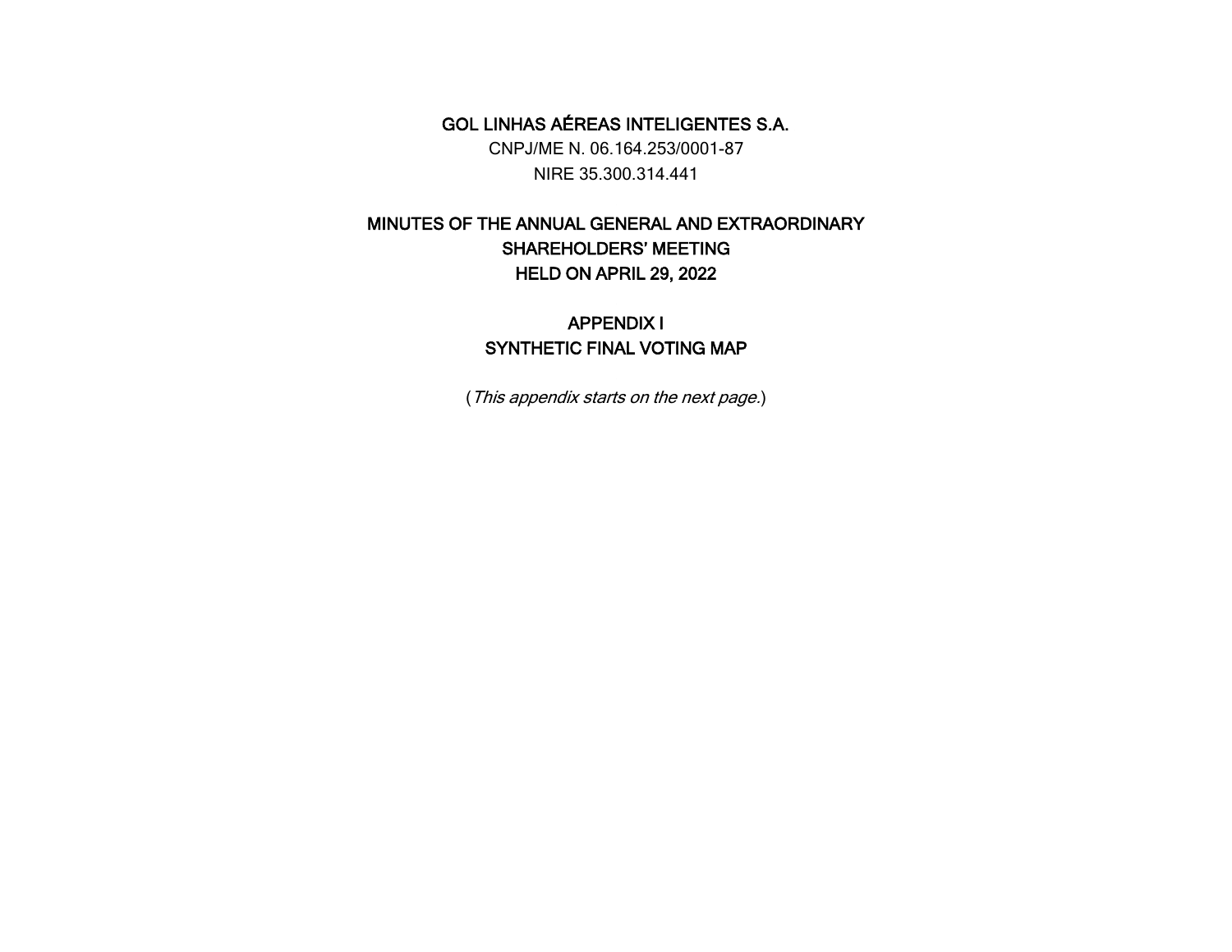**GOL LINHAS AÉREAS INTELIGENTES S.A.**

CNPJ/ME N. 06.164.253/0001-87

NIRE 35.300.314.441

**MINUTES OF THE ANNUAL GENERAL AND EXTRAORDINARY SHAREHOLDERS' MEETING HELD ON APRIL 29, 2022**

**APPENDIX I**

**SYNTHETIC FINAL VOTING MAP**

(*This appendix starts on the next page.*)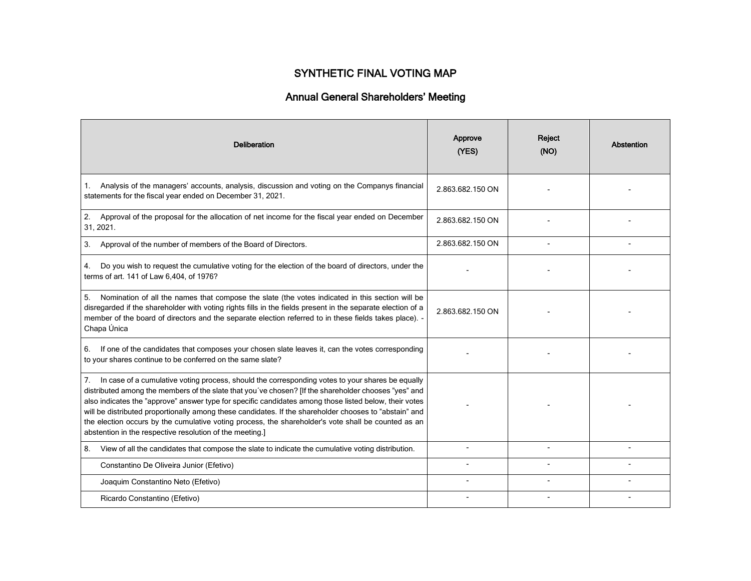# SYNTHETIC FINAL VOTING MAP

## Annual General Shareholders' Meeting

| Deliberation | Approve (YES) | Reject (NO) | Abstention |
|---|---|---|---|
| 1. Analysis of the managers' accounts, analysis, discussion and voting on the Companys financial statements for the fiscal year ended on December 31, 2021. | 2.863.682.150 ON | - | - |
| 2. Approval of the proposal for the allocation of net income for the fiscal year ended on December 31, 2021. | 2.863.682.150 ON | - | - |
| 3. Approval of the number of members of the Board of Directors. | 2.863.682.150 ON | - | - |
| 4. Do you wish to request the cumulative voting for the election of the board of directors, under the terms of art. 141 of Law 6,404, of 1976? | - | - | - |
| 5. Nomination of all the names that compose the slate (the votes indicated in this section will be disregarded if the shareholder with voting rights fills in the fields present in the separate election of a member of the board of directors and the separate election referred to in these fields takes place). - Chapa Única | 2.863.682.150 ON | - | - |
| 6. If one of the candidates that composes your chosen slate leaves it, can the votes corresponding to your shares continue to be conferred on the same slate? | - | - | - |
| 7. In case of a cumulative voting process, should the corresponding votes to your shares be equally distributed among the members of the slate that you´ve chosen? [If the shareholder chooses "yes" and also indicates the "approve" answer type for specific candidates among those listed below, their votes will be distributed proportionally among these candidates. If the shareholder chooses to "abstain" and the election occurs by the cumulative voting process, the shareholder's vote shall be counted as an abstention in the respective resolution of the meeting.] | - | - | - |
| 8. View of all the candidates that compose the slate to indicate the cumulative voting distribution. | - | - | - |
| Constantino De Oliveira Junior (Efetivo) | - | - | - |
| Joaquim Constantino Neto (Efetivo) | - | - | - |
| Ricardo Constantino (Efetivo) | - | - | - |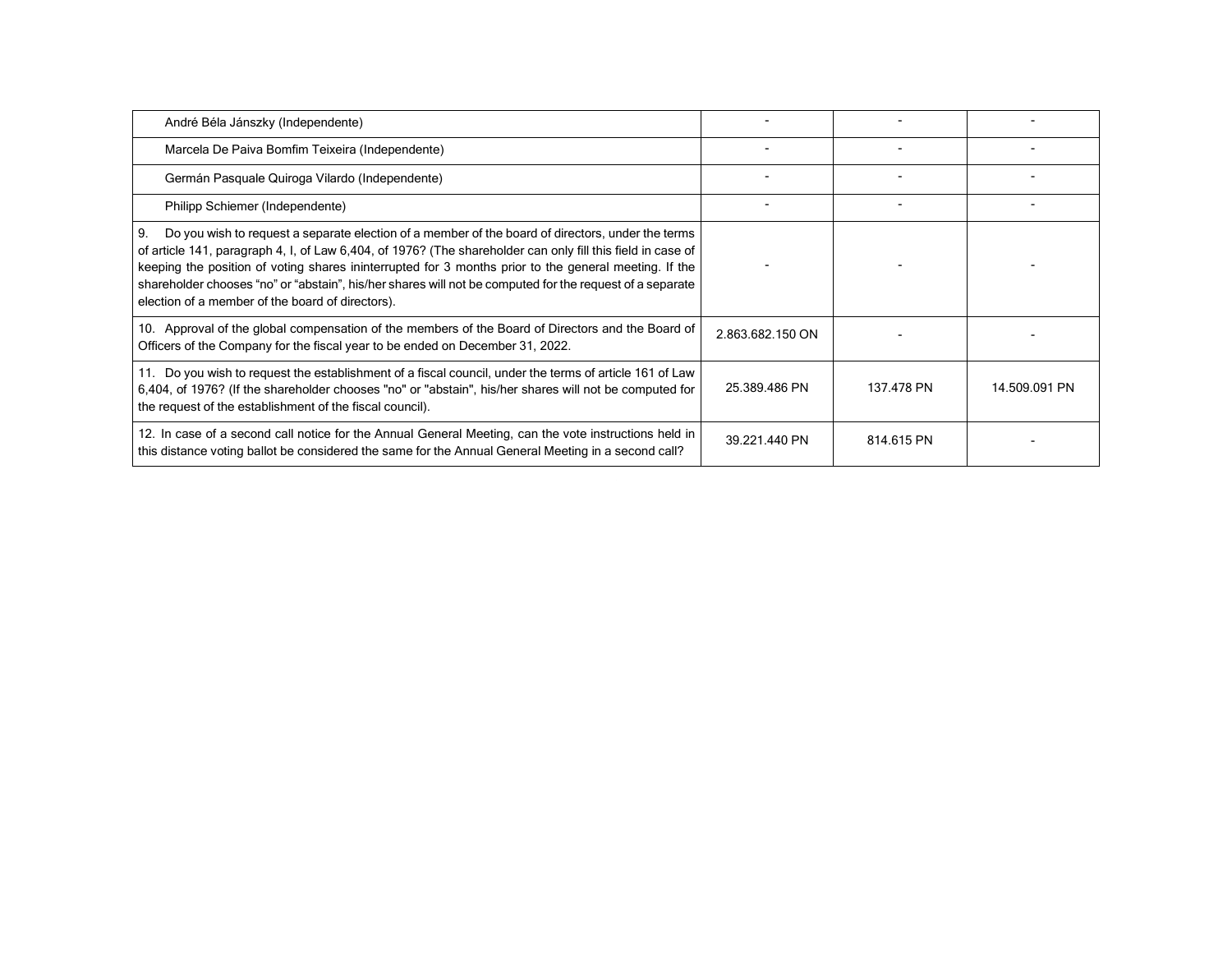| | | | |
|---|---|---|---|
| André Béla Jánszky (Independente) | - | - | - |
| Marcela De Paiva Bomfim Teixeira (Independente) | - | - | - |
| Germán Pasquale Quiroga Vilardo (Independente) | - | - | - |
| Philipp Schiemer (Independente) | - | - | - |
| 9. Do you wish to request a separate election of a member of the board of directors, under the terms of article 141, paragraph 4, I, of Law 6,404, of 1976? (The shareholder can only fill this field in case of keeping the position of voting shares ininterrupted for 3 months prior to the general meeting. If the shareholder chooses "no" or "abstain", his/her shares will not be computed for the request of a separate election of a member of the board of directors). | - | - | - |
| 10. Approval of the global compensation of the members of the Board of Directors and the Board of Officers of the Company for the fiscal year to be ended on December 31, 2022. | 2.863.682.150 ON | - | - |
| 11. Do you wish to request the establishment of a fiscal council, under the terms of article 161 of Law 6,404, of 1976? (If the shareholder chooses "no" or "abstain", his/her shares will not be computed for the request of the establishment of the fiscal council). | 25.389.486 PN | 137.478 PN | 14.509.091 PN |
| 12. In case of a second call notice for the Annual General Meeting, can the vote instructions held in this distance voting ballot be considered the same for the Annual General Meeting in a second call? | 39.221.440 PN | 814.615 PN | - |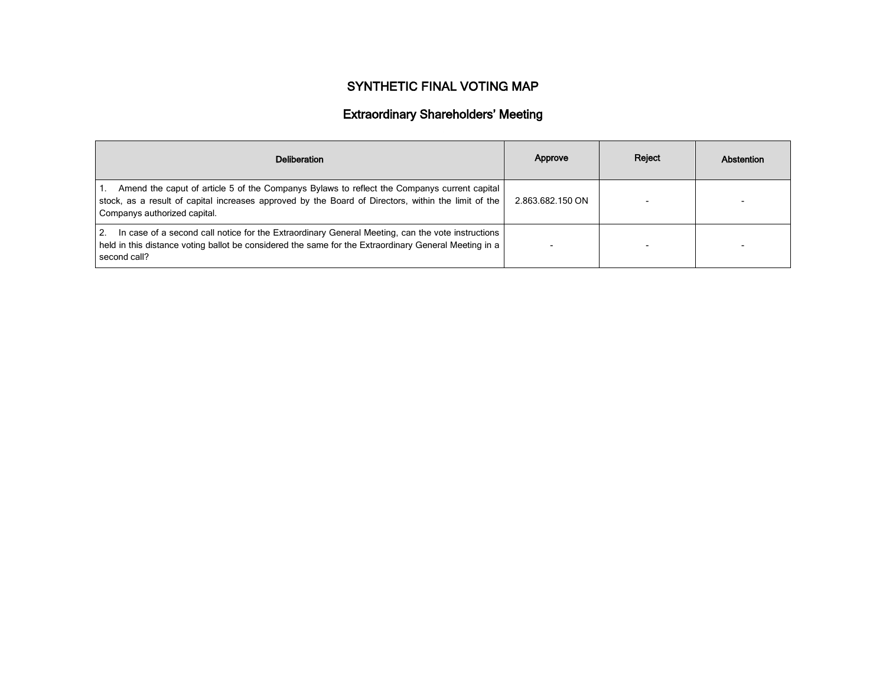# SYNTHETIC FINAL VOTING MAP

## Extraordinary Shareholders' Meeting

| Deliberation | Approve | Reject | Abstention |
|---|---|---|---|
| 1. Amend the caput of article 5 of the Companys Bylaws to reflect the Companys current capital stock, as a result of capital increases approved by the Board of Directors, within the limit of the Companys authorized capital. | 2.863.682.150 ON | - | - |
| 2. In case of a second call notice for the Extraordinary General Meeting, can the vote instructions held in this distance voting ballot be considered the same for the Extraordinary General Meeting in a second call? | - | - | - |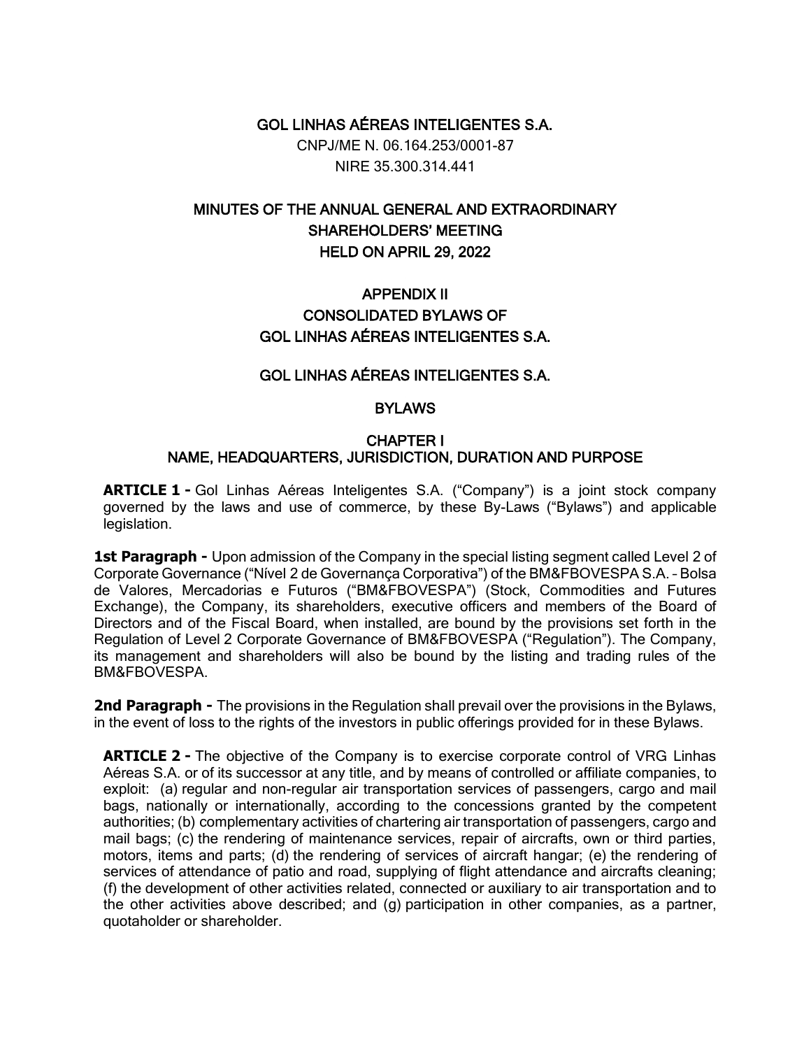# GOL LINHAS AÉREAS INTELIGENTES S.A.

CNPJ/ME N. 06.164.253/0001-87

NIRE 35.300.314.441

## MINUTES OF THE ANNUAL GENERAL AND EXTRAORDINARY SHAREHOLDERS' MEETING HELD ON APRIL 29, 2022

## APPENDIX II
## CONSOLIDATED BYLAWS OF GOL LINHAS AÉREAS INTELIGENTES S.A.

## GOL LINHAS AÉREAS INTELIGENTES S.A.

## BYLAWS

### CHAPTER I
### NAME, HEADQUARTERS, JURISDICTION, DURATION AND PURPOSE

**ARTICLE 1 -** Gol Linhas Aéreas Inteligentes S.A. ("Company") is a joint stock company governed by the laws and use of commerce, by these By-Laws ("Bylaws") and applicable legislation.

**1st Paragraph -** Upon admission of the Company in the special listing segment called Level 2 of Corporate Governance ("Nível 2 de Governança Corporativa") of the BM&FBOVESPA S.A. – Bolsa de Valores, Mercadorias e Futuros ("BM&FBOVESPA") (Stock, Commodities and Futures Exchange), the Company, its shareholders, executive officers and members of the Board of Directors and of the Fiscal Board, when installed, are bound by the provisions set forth in the Regulation of Level 2 Corporate Governance of BM&FBOVESPA ("Regulation"). The Company, its management and shareholders will also be bound by the listing and trading rules of the BM&FBOVESPA.

**2nd Paragraph -** The provisions in the Regulation shall prevail over the provisions in the Bylaws, in the event of loss to the rights of the investors in public offerings provided for in these Bylaws.

**ARTICLE 2 -** The objective of the Company is to exercise corporate control of VRG Linhas Aéreas S.A. or of its successor at any title, and by means of controlled or affiliate companies, to exploit: (a) regular and non-regular air transportation services of passengers, cargo and mail bags, nationally or internationally, according to the concessions granted by the competent authorities; (b) complementary activities of chartering air transportation of passengers, cargo and mail bags; (c) the rendering of maintenance services, repair of aircrafts, own or third parties, motors, items and parts; (d) the rendering of services of aircraft hangar; (e) the rendering of services of attendance of patio and road, supplying of flight attendance and aircrafts cleaning; (f) the development of other activities related, connected or auxiliary to air transportation and to the other activities above described; and (g) participation in other companies, as a partner, quotaholder or shareholder.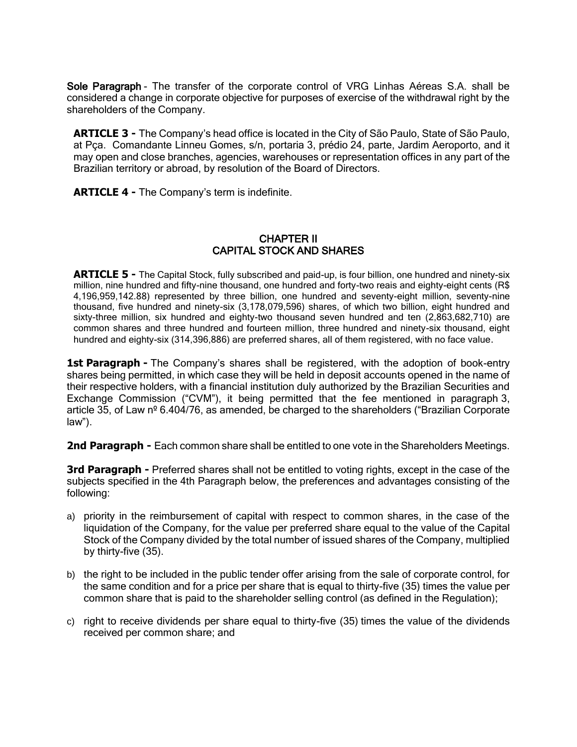**Sole Paragraph** - The transfer of the corporate control of VRG Linhas Aéreas S.A. shall be considered a change in corporate objective for purposes of exercise of the withdrawal right by the shareholders of the Company.

**ARTICLE 3 -** The Company's head office is located in the City of São Paulo, State of São Paulo, at Pça. Comandante Linneu Gomes, s/n, portaria 3, prédio 24, parte, Jardim Aeroporto, and it may open and close branches, agencies, warehouses or representation offices in any part of the Brazilian territory or abroad, by resolution of the Board of Directors.

**ARTICLE 4 -** The Company's term is indefinite.

## CHAPTER II
## CAPITAL STOCK AND SHARES

**ARTICLE 5 -** The Capital Stock, fully subscribed and paid-up, is four billion, one hundred and ninety-six million, nine hundred and fifty-nine thousand, one hundred and forty-two reais and eighty-eight cents (R$ 4,196,959,142.88) represented by three billion, one hundred and seventy-eight million, seventy-nine thousand, five hundred and ninety-six (3,178,079,596) shares, of which two billion, eight hundred and sixty-three million, six hundred and eighty-two thousand seven hundred and ten (2,863,682,710) are common shares and three hundred and fourteen million, three hundred and ninety-six thousand, eight hundred and eighty-six (314,396,886) are preferred shares, all of them registered, with no face value.

**1st Paragraph -** The Company's shares shall be registered, with the adoption of book-entry shares being permitted, in which case they will be held in deposit accounts opened in the name of their respective holders, with a financial institution duly authorized by the Brazilian Securities and Exchange Commission ("CVM"), it being permitted that the fee mentioned in paragraph 3, article 35, of Law nº 6.404/76, as amended, be charged to the shareholders ("Brazilian Corporate law").

**2nd Paragraph -** Each common share shall be entitled to one vote in the Shareholders Meetings.

**3rd Paragraph -** Preferred shares shall not be entitled to voting rights, except in the case of the subjects specified in the 4th Paragraph below, the preferences and advantages consisting of the following:

a) priority in the reimbursement of capital with respect to common shares, in the case of the liquidation of the Company, for the value per preferred share equal to the value of the Capital Stock of the Company divided by the total number of issued shares of the Company, multiplied by thirty-five (35).

b) the right to be included in the public tender offer arising from the sale of corporate control, for the same condition and for a price per share that is equal to thirty-five (35) times the value per common share that is paid to the shareholder selling control (as defined in the Regulation);

c) right to receive dividends per share equal to thirty-five (35) times the value of the dividends received per common share; and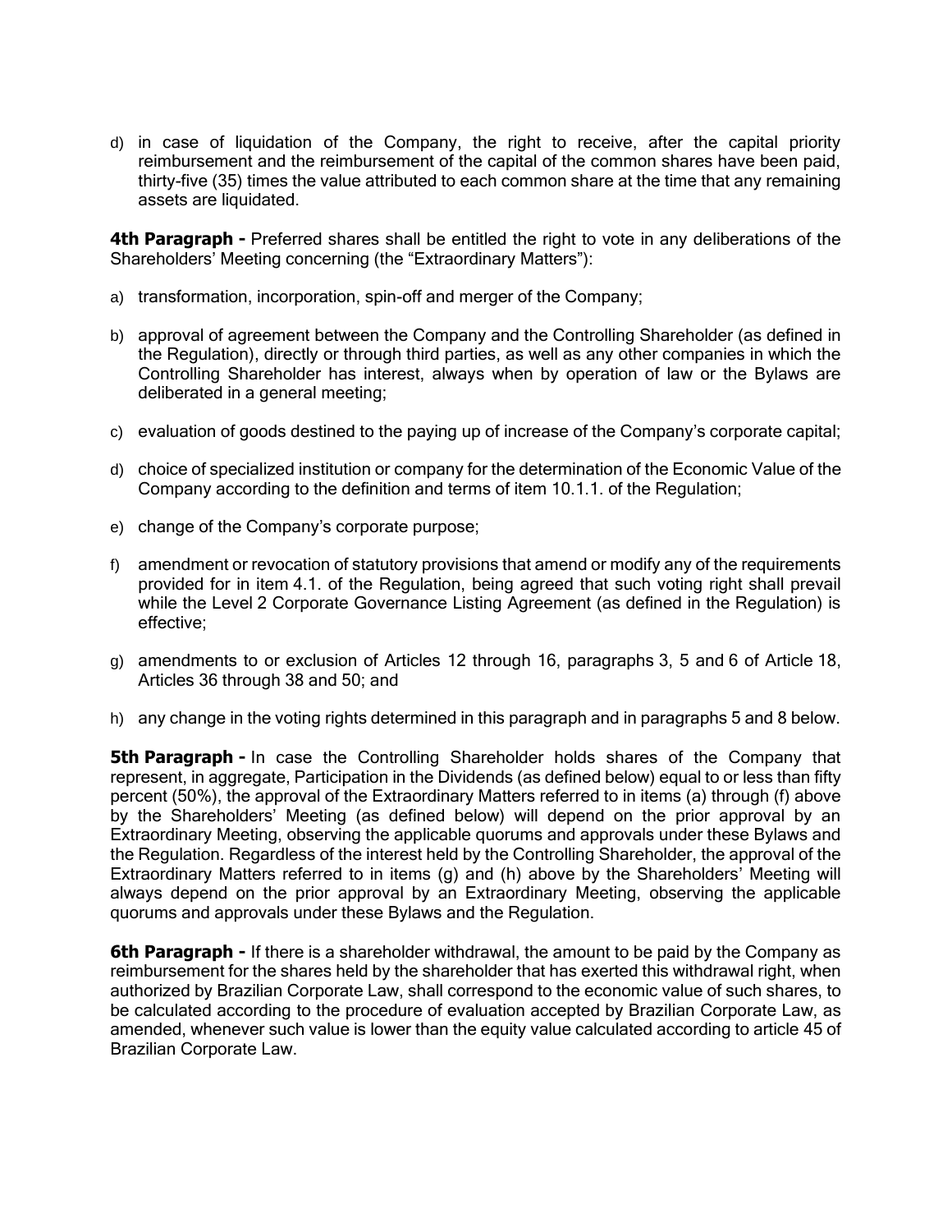d) in case of liquidation of the Company, the right to receive, after the capital priority reimbursement and the reimbursement of the capital of the common shares have been paid, thirty-five (35) times the value attributed to each common share at the time that any remaining assets are liquidated.

**4th Paragraph -** Preferred shares shall be entitled the right to vote in any deliberations of the Shareholders' Meeting concerning (the "Extraordinary Matters"):

a) transformation, incorporation, spin-off and merger of the Company;

b) approval of agreement between the Company and the Controlling Shareholder (as defined in the Regulation), directly or through third parties, as well as any other companies in which the Controlling Shareholder has interest, always when by operation of law or the Bylaws are deliberated in a general meeting;

c) evaluation of goods destined to the paying up of increase of the Company's corporate capital;

d) choice of specialized institution or company for the determination of the Economic Value of the Company according to the definition and terms of item 10.1.1. of the Regulation;

e) change of the Company's corporate purpose;

f) amendment or revocation of statutory provisions that amend or modify any of the requirements provided for in item 4.1. of the Regulation, being agreed that such voting right shall prevail while the Level 2 Corporate Governance Listing Agreement (as defined in the Regulation) is effective;

g) amendments to or exclusion of Articles 12 through 16, paragraphs 3, 5 and 6 of Article 18, Articles 36 through 38 and 50; and

h) any change in the voting rights determined in this paragraph and in paragraphs 5 and 8 below.

**5th Paragraph -** In case the Controlling Shareholder holds shares of the Company that represent, in aggregate, Participation in the Dividends (as defined below) equal to or less than fifty percent (50%), the approval of the Extraordinary Matters referred to in items (a) through (f) above by the Shareholders' Meeting (as defined below) will depend on the prior approval by an Extraordinary Meeting, observing the applicable quorums and approvals under these Bylaws and the Regulation. Regardless of the interest held by the Controlling Shareholder, the approval of the Extraordinary Matters referred to in items (g) and (h) above by the Shareholders' Meeting will always depend on the prior approval by an Extraordinary Meeting, observing the applicable quorums and approvals under these Bylaws and the Regulation.

**6th Paragraph -** If there is a shareholder withdrawal, the amount to be paid by the Company as reimbursement for the shares held by the shareholder that has exerted this withdrawal right, when authorized by Brazilian Corporate Law, shall correspond to the economic value of such shares, to be calculated according to the procedure of evaluation accepted by Brazilian Corporate Law, as amended, whenever such value is lower than the equity value calculated according to article 45 of Brazilian Corporate Law.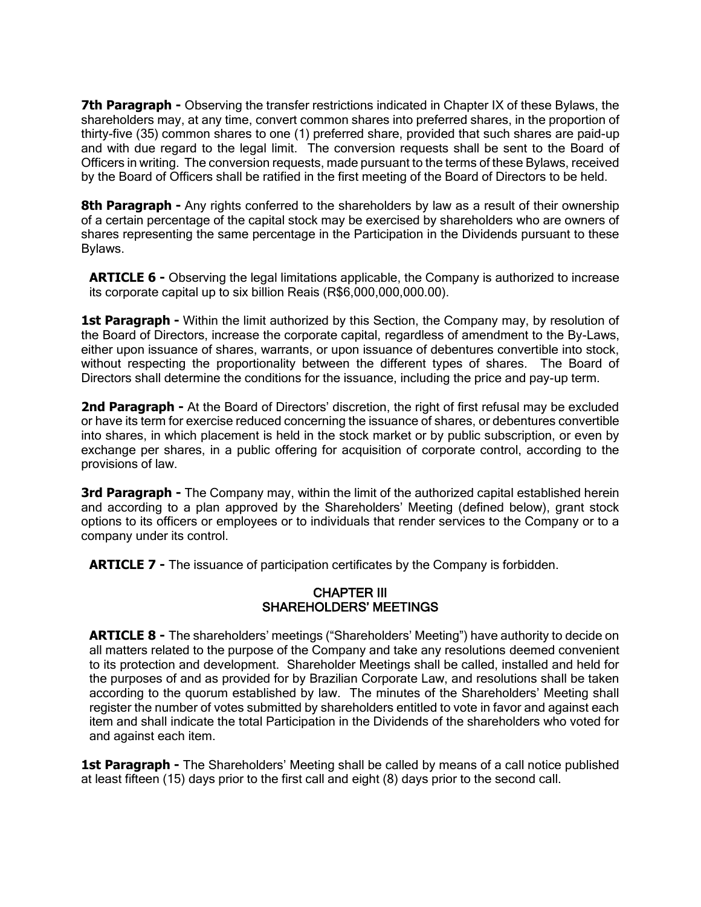**7th Paragraph -** Observing the transfer restrictions indicated in Chapter IX of these Bylaws, the shareholders may, at any time, convert common shares into preferred shares, in the proportion of thirty-five (35) common shares to one (1) preferred share, provided that such shares are paid-up and with due regard to the legal limit. The conversion requests shall be sent to the Board of Officers in writing. The conversion requests, made pursuant to the terms of these Bylaws, received by the Board of Officers shall be ratified in the first meeting of the Board of Directors to be held.

**8th Paragraph -** Any rights conferred to the shareholders by law as a result of their ownership of a certain percentage of the capital stock may be exercised by shareholders who are owners of shares representing the same percentage in the Participation in the Dividends pursuant to these Bylaws.

**ARTICLE 6 -** Observing the legal limitations applicable, the Company is authorized to increase its corporate capital up to six billion Reais (R$6,000,000,000.00).

**1st Paragraph -** Within the limit authorized by this Section, the Company may, by resolution of the Board of Directors, increase the corporate capital, regardless of amendment to the By-Laws, either upon issuance of shares, warrants, or upon issuance of debentures convertible into stock, without respecting the proportionality between the different types of shares. The Board of Directors shall determine the conditions for the issuance, including the price and pay-up term.

**2nd Paragraph -** At the Board of Directors' discretion, the right of first refusal may be excluded or have its term for exercise reduced concerning the issuance of shares, or debentures convertible into shares, in which placement is held in the stock market or by public subscription, or even by exchange per shares, in a public offering for acquisition of corporate control, according to the provisions of law.

**3rd Paragraph -** The Company may, within the limit of the authorized capital established herein and according to a plan approved by the Shareholders' Meeting (defined below), grant stock options to its officers or employees or to individuals that render services to the Company or to a company under its control.

**ARTICLE 7 -** The issuance of participation certificates by the Company is forbidden.

## CHAPTER III
## SHAREHOLDERS' MEETINGS

**ARTICLE 8 -** The shareholders' meetings ("Shareholders' Meeting") have authority to decide on all matters related to the purpose of the Company and take any resolutions deemed convenient to its protection and development. Shareholder Meetings shall be called, installed and held for the purposes of and as provided for by Brazilian Corporate Law, and resolutions shall be taken according to the quorum established by law. The minutes of the Shareholders' Meeting shall register the number of votes submitted by shareholders entitled to vote in favor and against each item and shall indicate the total Participation in the Dividends of the shareholders who voted for and against each item.

**1st Paragraph -** The Shareholders' Meeting shall be called by means of a call notice published at least fifteen (15) days prior to the first call and eight (8) days prior to the second call.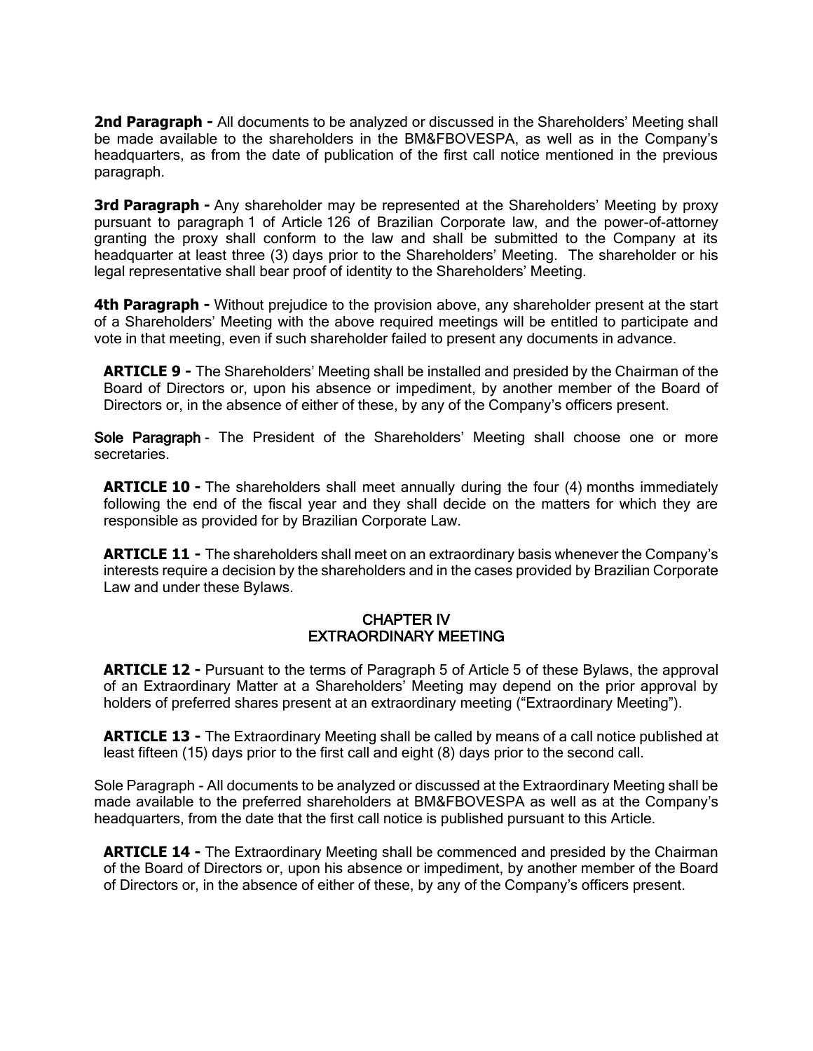**2nd Paragraph -** All documents to be analyzed or discussed in the Shareholders' Meeting shall be made available to the shareholders in the BM&FBOVESPA, as well as in the Company's headquarters, as from the date of publication of the first call notice mentioned in the previous paragraph.

**3rd Paragraph -** Any shareholder may be represented at the Shareholders' Meeting by proxy pursuant to paragraph 1 of Article 126 of Brazilian Corporate law, and the power-of-attorney granting the proxy shall conform to the law and shall be submitted to the Company at its headquarter at least three (3) days prior to the Shareholders' Meeting. The shareholder or his legal representative shall bear proof of identity to the Shareholders' Meeting.

**4th Paragraph -** Without prejudice to the provision above, any shareholder present at the start of a Shareholders' Meeting with the above required meetings will be entitled to participate and vote in that meeting, even if such shareholder failed to present any documents in advance.

**ARTICLE 9 -** The Shareholders' Meeting shall be installed and presided by the Chairman of the Board of Directors or, upon his absence or impediment, by another member of the Board of Directors or, in the absence of either of these, by any of the Company's officers present.

**Sole Paragraph** - The President of the Shareholders' Meeting shall choose one or more secretaries.

**ARTICLE 10 -** The shareholders shall meet annually during the four (4) months immediately following the end of the fiscal year and they shall decide on the matters for which they are responsible as provided for by Brazilian Corporate Law.

**ARTICLE 11 -** The shareholders shall meet on an extraordinary basis whenever the Company's interests require a decision by the shareholders and in the cases provided by Brazilian Corporate Law and under these Bylaws.

## CHAPTER IV
## EXTRAORDINARY MEETING

**ARTICLE 12 -** Pursuant to the terms of Paragraph 5 of Article 5 of these Bylaws, the approval of an Extraordinary Matter at a Shareholders' Meeting may depend on the prior approval by holders of preferred shares present at an extraordinary meeting ("Extraordinary Meeting").

**ARTICLE 13 -** The Extraordinary Meeting shall be called by means of a call notice published at least fifteen (15) days prior to the first call and eight (8) days prior to the second call.

Sole Paragraph - All documents to be analyzed or discussed at the Extraordinary Meeting shall be made available to the preferred shareholders at BM&FBOVESPA as well as at the Company's headquarters, from the date that the first call notice is published pursuant to this Article.

**ARTICLE 14 -** The Extraordinary Meeting shall be commenced and presided by the Chairman of the Board of Directors or, upon his absence or impediment, by another member of the Board of Directors or, in the absence of either of these, by any of the Company's officers present.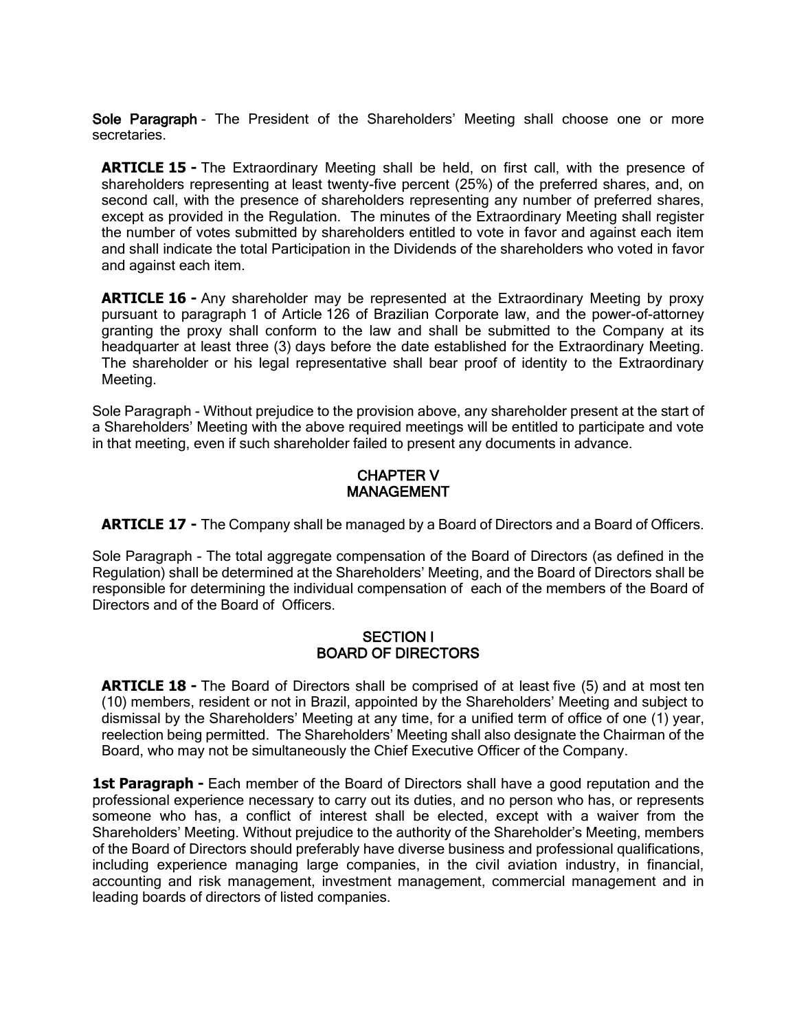Sole Paragraph - The President of the Shareholders' Meeting shall choose one or more secretaries.

**ARTICLE 15 -** The Extraordinary Meeting shall be held, on first call, with the presence of shareholders representing at least twenty-five percent (25%) of the preferred shares, and, on second call, with the presence of shareholders representing any number of preferred shares, except as provided in the Regulation. The minutes of the Extraordinary Meeting shall register the number of votes submitted by shareholders entitled to vote in favor and against each item and shall indicate the total Participation in the Dividends of the shareholders who voted in favor and against each item.

**ARTICLE 16 -** Any shareholder may be represented at the Extraordinary Meeting by proxy pursuant to paragraph 1 of Article 126 of Brazilian Corporate law, and the power-of-attorney granting the proxy shall conform to the law and shall be submitted to the Company at its headquarter at least three (3) days before the date established for the Extraordinary Meeting. The shareholder or his legal representative shall bear proof of identity to the Extraordinary Meeting.

Sole Paragraph - Without prejudice to the provision above, any shareholder present at the start of a Shareholders' Meeting with the above required meetings will be entitled to participate and vote in that meeting, even if such shareholder failed to present any documents in advance.

## CHAPTER V
## MANAGEMENT

**ARTICLE 17 -** The Company shall be managed by a Board of Directors and a Board of Officers.

Sole Paragraph - The total aggregate compensation of the Board of Directors (as defined in the Regulation) shall be determined at the Shareholders' Meeting, and the Board of Directors shall be responsible for determining the individual compensation of each of the members of the Board of Directors and of the Board of Officers.

### SECTION I
### BOARD OF DIRECTORS

**ARTICLE 18 -** The Board of Directors shall be comprised of at least five (5) and at most ten (10) members, resident or not in Brazil, appointed by the Shareholders' Meeting and subject to dismissal by the Shareholders' Meeting at any time, for a unified term of office of one (1) year, reelection being permitted. The Shareholders' Meeting shall also designate the Chairman of the Board, who may not be simultaneously the Chief Executive Officer of the Company.

**1st Paragraph -** Each member of the Board of Directors shall have a good reputation and the professional experience necessary to carry out its duties, and no person who has, or represents someone who has, a conflict of interest shall be elected, except with a waiver from the Shareholders' Meeting. Without prejudice to the authority of the Shareholder's Meeting, members of the Board of Directors should preferably have diverse business and professional qualifications, including experience managing large companies, in the civil aviation industry, in financial, accounting and risk management, investment management, commercial management and in leading boards of directors of listed companies.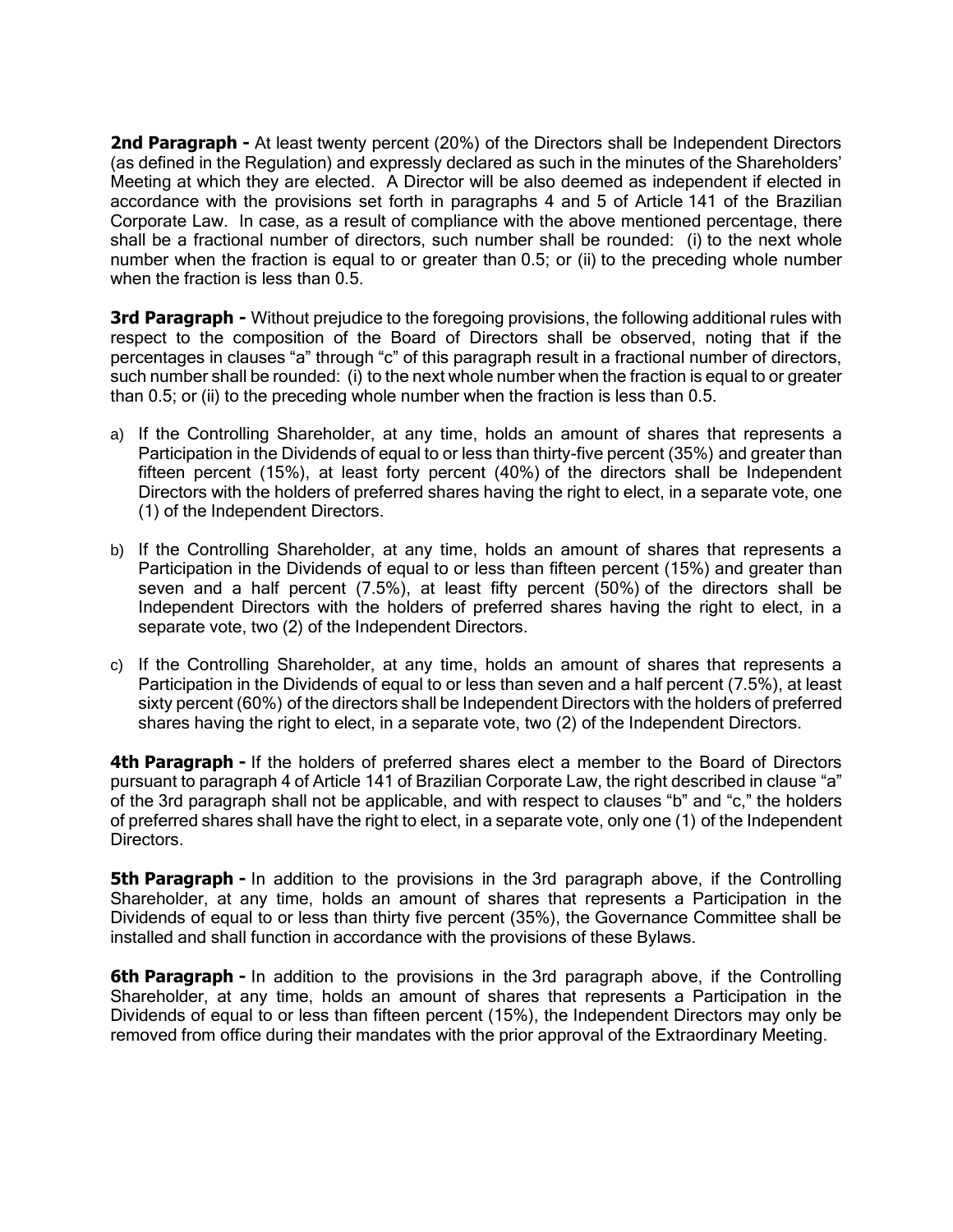**2nd Paragraph -** At least twenty percent (20%) of the Directors shall be Independent Directors (as defined in the Regulation) and expressly declared as such in the minutes of the Shareholders' Meeting at which they are elected. A Director will be also deemed as independent if elected in accordance with the provisions set forth in paragraphs 4 and 5 of Article 141 of the Brazilian Corporate Law. In case, as a result of compliance with the above mentioned percentage, there shall be a fractional number of directors, such number shall be rounded: (i) to the next whole number when the fraction is equal to or greater than 0.5; or (ii) to the preceding whole number when the fraction is less than 0.5.

**3rd Paragraph -** Without prejudice to the foregoing provisions, the following additional rules with respect to the composition of the Board of Directors shall be observed, noting that if the percentages in clauses "a" through "c" of this paragraph result in a fractional number of directors, such number shall be rounded: (i) to the next whole number when the fraction is equal to or greater than 0.5; or (ii) to the preceding whole number when the fraction is less than 0.5.

a) If the Controlling Shareholder, at any time, holds an amount of shares that represents a Participation in the Dividends of equal to or less than thirty-five percent (35%) and greater than fifteen percent (15%), at least forty percent (40%) of the directors shall be Independent Directors with the holders of preferred shares having the right to elect, in a separate vote, one (1) of the Independent Directors.

b) If the Controlling Shareholder, at any time, holds an amount of shares that represents a Participation in the Dividends of equal to or less than fifteen percent (15%) and greater than seven and a half percent (7.5%), at least fifty percent (50%) of the directors shall be Independent Directors with the holders of preferred shares having the right to elect, in a separate vote, two (2) of the Independent Directors.

c) If the Controlling Shareholder, at any time, holds an amount of shares that represents a Participation in the Dividends of equal to or less than seven and a half percent (7.5%), at least sixty percent (60%) of the directors shall be Independent Directors with the holders of preferred shares having the right to elect, in a separate vote, two (2) of the Independent Directors.

**4th Paragraph -** If the holders of preferred shares elect a member to the Board of Directors pursuant to paragraph 4 of Article 141 of Brazilian Corporate Law, the right described in clause "a" of the 3rd paragraph shall not be applicable, and with respect to clauses "b" and "c," the holders of preferred shares shall have the right to elect, in a separate vote, only one (1) of the Independent Directors.

**5th Paragraph -** In addition to the provisions in the 3rd paragraph above, if the Controlling Shareholder, at any time, holds an amount of shares that represents a Participation in the Dividends of equal to or less than thirty five percent (35%), the Governance Committee shall be installed and shall function in accordance with the provisions of these Bylaws.

**6th Paragraph -** In addition to the provisions in the 3rd paragraph above, if the Controlling Shareholder, at any time, holds an amount of shares that represents a Participation in the Dividends of equal to or less than fifteen percent (15%), the Independent Directors may only be removed from office during their mandates with the prior approval of the Extraordinary Meeting.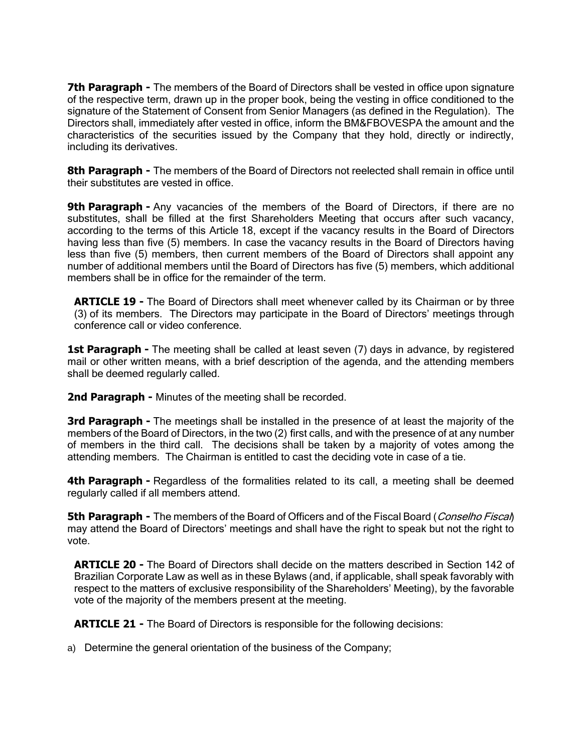**7th Paragraph -** The members of the Board of Directors shall be vested in office upon signature of the respective term, drawn up in the proper book, being the vesting in office conditioned to the signature of the Statement of Consent from Senior Managers (as defined in the Regulation). The Directors shall, immediately after vested in office, inform the BM&FBOVESPA the amount and the characteristics of the securities issued by the Company that they hold, directly or indirectly, including its derivatives.

**8th Paragraph -** The members of the Board of Directors not reelected shall remain in office until their substitutes are vested in office.

**9th Paragraph -** Any vacancies of the members of the Board of Directors, if there are no substitutes, shall be filled at the first Shareholders Meeting that occurs after such vacancy, according to the terms of this Article 18, except if the vacancy results in the Board of Directors having less than five (5) members. In case the vacancy results in the Board of Directors having less than five (5) members, then current members of the Board of Directors shall appoint any number of additional members until the Board of Directors has five (5) members, which additional members shall be in office for the remainder of the term.

**ARTICLE 19 -** The Board of Directors shall meet whenever called by its Chairman or by three (3) of its members. The Directors may participate in the Board of Directors' meetings through conference call or video conference.

**1st Paragraph -** The meeting shall be called at least seven (7) days in advance, by registered mail or other written means, with a brief description of the agenda, and the attending members shall be deemed regularly called.

**2nd Paragraph -** Minutes of the meeting shall be recorded.

**3rd Paragraph -** The meetings shall be installed in the presence of at least the majority of the members of the Board of Directors, in the two (2) first calls, and with the presence of at any number of members in the third call. The decisions shall be taken by a majority of votes among the attending members. The Chairman is entitled to cast the deciding vote in case of a tie.

**4th Paragraph -** Regardless of the formalities related to its call, a meeting shall be deemed regularly called if all members attend.

**5th Paragraph -** The members of the Board of Officers and of the Fiscal Board (*Conselho Fiscal*) may attend the Board of Directors' meetings and shall have the right to speak but not the right to vote.

**ARTICLE 20 -** The Board of Directors shall decide on the matters described in Section 142 of Brazilian Corporate Law as well as in these Bylaws (and, if applicable, shall speak favorably with respect to the matters of exclusive responsibility of the Shareholders' Meeting), by the favorable vote of the majority of the members present at the meeting.

**ARTICLE 21 -** The Board of Directors is responsible for the following decisions:

a) Determine the general orientation of the business of the Company;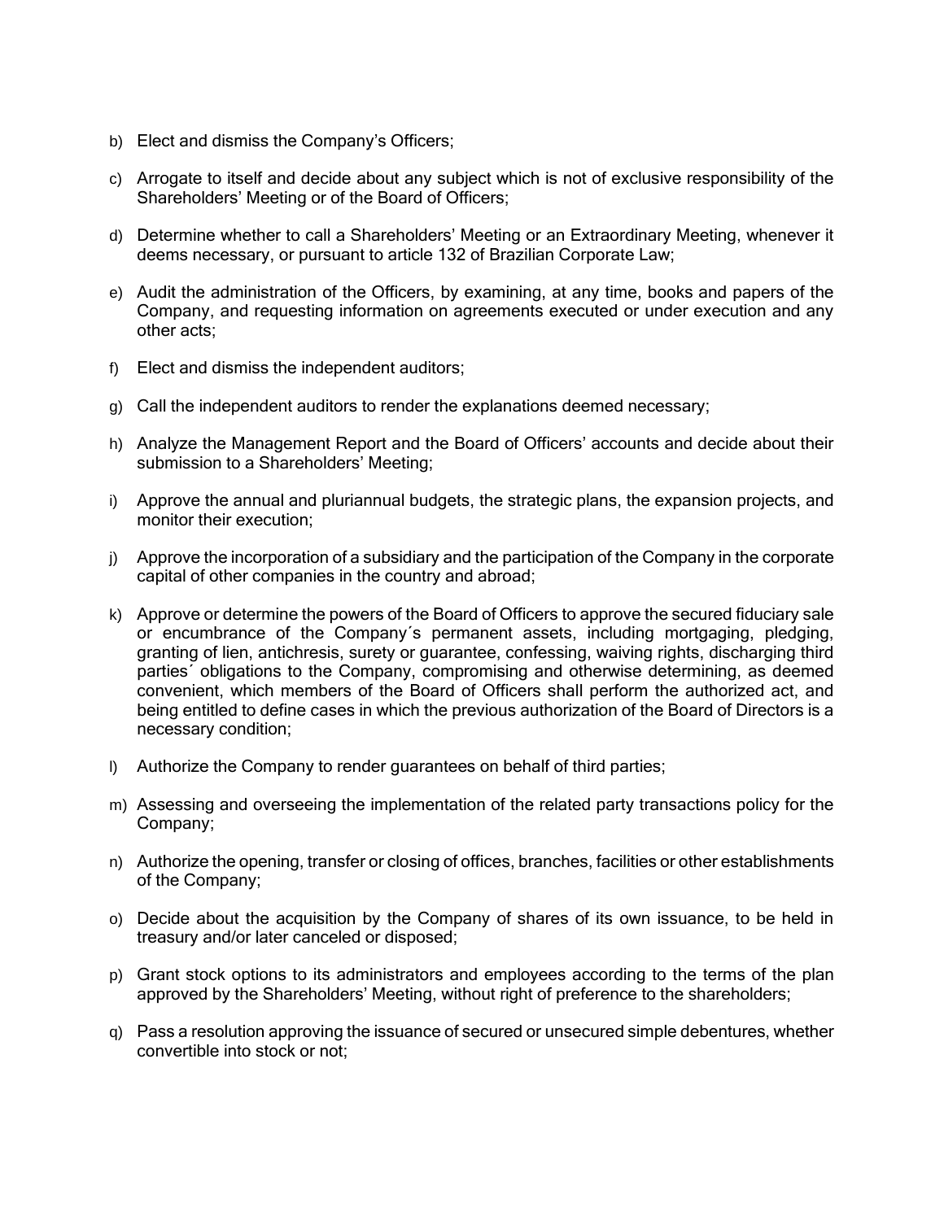b) Elect and dismiss the Company's Officers;

c) Arrogate to itself and decide about any subject which is not of exclusive responsibility of the Shareholders' Meeting or of the Board of Officers;

d) Determine whether to call a Shareholders' Meeting or an Extraordinary Meeting, whenever it deems necessary, or pursuant to article 132 of Brazilian Corporate Law;

e) Audit the administration of the Officers, by examining, at any time, books and papers of the Company, and requesting information on agreements executed or under execution and any other acts;

f) Elect and dismiss the independent auditors;

g) Call the independent auditors to render the explanations deemed necessary;

h) Analyze the Management Report and the Board of Officers' accounts and decide about their submission to a Shareholders' Meeting;

i) Approve the annual and pluriannual budgets, the strategic plans, the expansion projects, and monitor their execution;

j) Approve the incorporation of a subsidiary and the participation of the Company in the corporate capital of other companies in the country and abroad;

k) Approve or determine the powers of the Board of Officers to approve the secured fiduciary sale or encumbrance of the Company´s permanent assets, including mortgaging, pledging, granting of lien, antichresis, surety or guarantee, confessing, waiving rights, discharging third parties´ obligations to the Company, compromising and otherwise determining, as deemed convenient, which members of the Board of Officers shall perform the authorized act, and being entitled to define cases in which the previous authorization of the Board of Directors is a necessary condition;

l) Authorize the Company to render guarantees on behalf of third parties;

m) Assessing and overseeing the implementation of the related party transactions policy for the Company;

n) Authorize the opening, transfer or closing of offices, branches, facilities or other establishments of the Company;

o) Decide about the acquisition by the Company of shares of its own issuance, to be held in treasury and/or later canceled or disposed;

p) Grant stock options to its administrators and employees according to the terms of the plan approved by the Shareholders' Meeting, without right of preference to the shareholders;

q) Pass a resolution approving the issuance of secured or unsecured simple debentures, whether convertible into stock or not;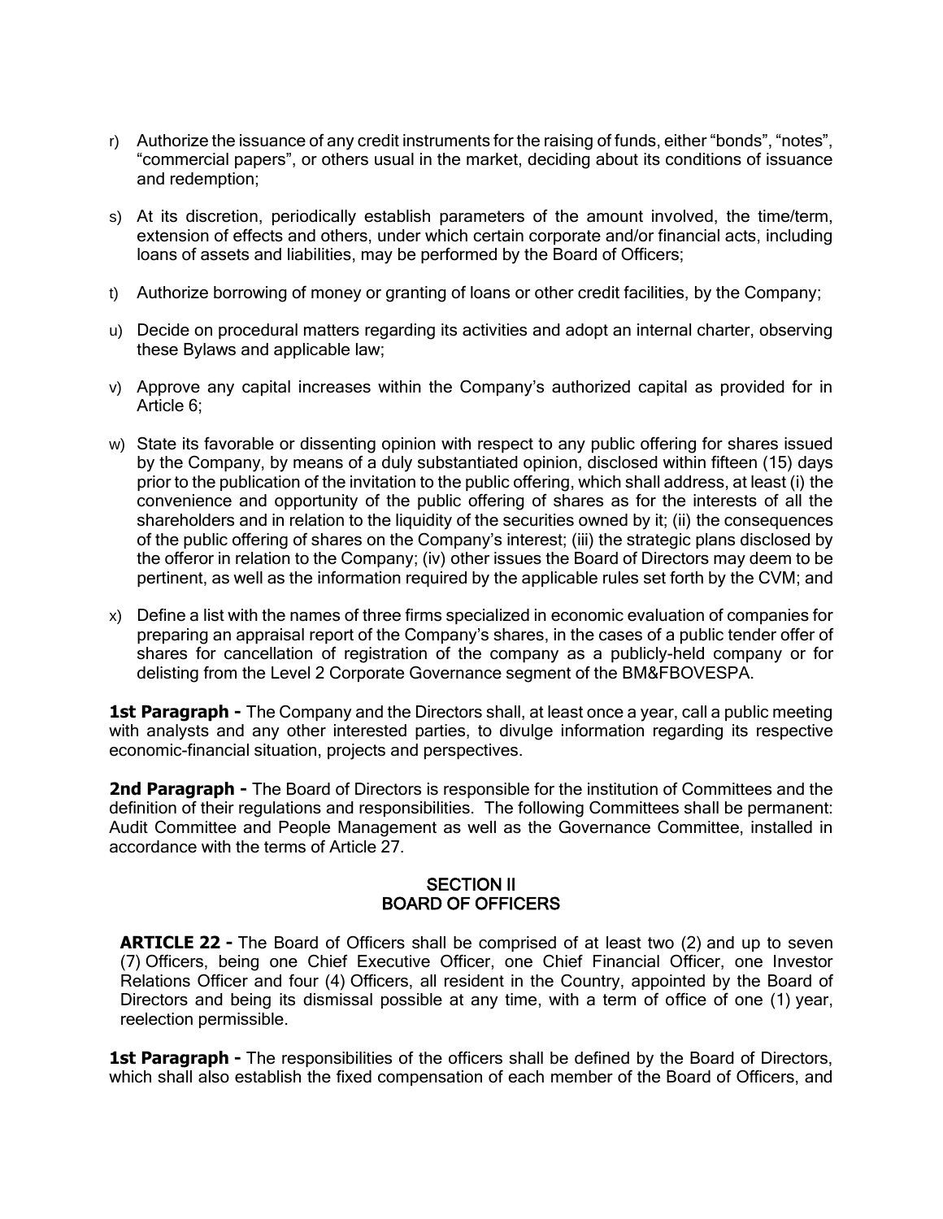r) Authorize the issuance of any credit instruments for the raising of funds, either "bonds", "notes", "commercial papers", or others usual in the market, deciding about its conditions of issuance and redemption;

s) At its discretion, periodically establish parameters of the amount involved, the time/term, extension of effects and others, under which certain corporate and/or financial acts, including loans of assets and liabilities, may be performed by the Board of Officers;

t) Authorize borrowing of money or granting of loans or other credit facilities, by the Company;

u) Decide on procedural matters regarding its activities and adopt an internal charter, observing these Bylaws and applicable law;

v) Approve any capital increases within the Company's authorized capital as provided for in Article 6;

w) State its favorable or dissenting opinion with respect to any public offering for shares issued by the Company, by means of a duly substantiated opinion, disclosed within fifteen (15) days prior to the publication of the invitation to the public offering, which shall address, at least (i) the convenience and opportunity of the public offering of shares as for the interests of all the shareholders and in relation to the liquidity of the securities owned by it; (ii) the consequences of the public offering of shares on the Company's interest; (iii) the strategic plans disclosed by the offeror in relation to the Company; (iv) other issues the Board of Directors may deem to be pertinent, as well as the information required by the applicable rules set forth by the CVM; and

x) Define a list with the names of three firms specialized in economic evaluation of companies for preparing an appraisal report of the Company's shares, in the cases of a public tender offer of shares for cancellation of registration of the company as a publicly-held company or for delisting from the Level 2 Corporate Governance segment of the BM&FBOVESPA.

**1st Paragraph -** The Company and the Directors shall, at least once a year, call a public meeting with analysts and any other interested parties, to divulge information regarding its respective economic-financial situation, projects and perspectives.

**2nd Paragraph -** The Board of Directors is responsible for the institution of Committees and the definition of their regulations and responsibilities. The following Committees shall be permanent: Audit Committee and People Management as well as the Governance Committee, installed in accordance with the terms of Article 27.

## SECTION II
## BOARD OF OFFICERS

**ARTICLE 22 -** The Board of Officers shall be comprised of at least two (2) and up to seven (7) Officers, being one Chief Executive Officer, one Chief Financial Officer, one Investor Relations Officer and four (4) Officers, all resident in the Country, appointed by the Board of Directors and being its dismissal possible at any time, with a term of office of one (1) year, reelection permissible.

**1st Paragraph -** The responsibilities of the officers shall be defined by the Board of Directors, which shall also establish the fixed compensation of each member of the Board of Officers, and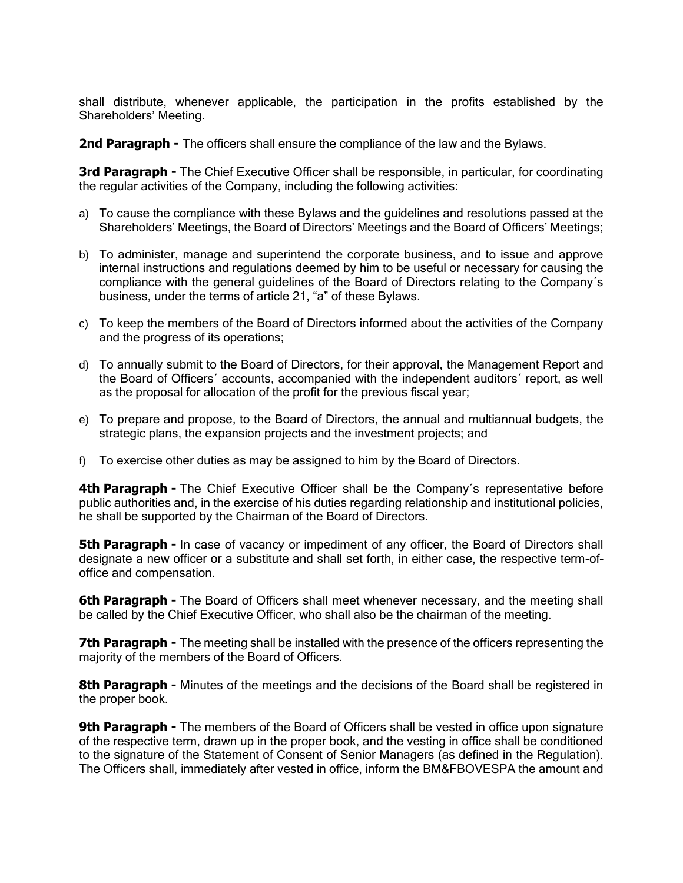shall distribute, whenever applicable, the participation in the profits established by the Shareholders' Meeting.

**2nd Paragraph -** The officers shall ensure the compliance of the law and the Bylaws.

**3rd Paragraph -** The Chief Executive Officer shall be responsible, in particular, for coordinating the regular activities of the Company, including the following activities:

a) To cause the compliance with these Bylaws and the guidelines and resolutions passed at the Shareholders' Meetings, the Board of Directors' Meetings and the Board of Officers' Meetings;

b) To administer, manage and superintend the corporate business, and to issue and approve internal instructions and regulations deemed by him to be useful or necessary for causing the compliance with the general guidelines of the Board of Directors relating to the Company´s business, under the terms of article 21, "a" of these Bylaws.

c) To keep the members of the Board of Directors informed about the activities of the Company and the progress of its operations;

d) To annually submit to the Board of Directors, for their approval, the Management Report and the Board of Officers´ accounts, accompanied with the independent auditors´ report, as well as the proposal for allocation of the profit for the previous fiscal year;

e) To prepare and propose, to the Board of Directors, the annual and multiannual budgets, the strategic plans, the expansion projects and the investment projects; and

f) To exercise other duties as may be assigned to him by the Board of Directors.

**4th Paragraph -** The Chief Executive Officer shall be the Company´s representative before public authorities and, in the exercise of his duties regarding relationship and institutional policies, he shall be supported by the Chairman of the Board of Directors.

**5th Paragraph -** In case of vacancy or impediment of any officer, the Board of Directors shall designate a new officer or a substitute and shall set forth, in either case, the respective term-of-office and compensation.

**6th Paragraph -** The Board of Officers shall meet whenever necessary, and the meeting shall be called by the Chief Executive Officer, who shall also be the chairman of the meeting.

**7th Paragraph -** The meeting shall be installed with the presence of the officers representing the majority of the members of the Board of Officers.

**8th Paragraph -** Minutes of the meetings and the decisions of the Board shall be registered in the proper book.

**9th Paragraph -** The members of the Board of Officers shall be vested in office upon signature of the respective term, drawn up in the proper book, and the vesting in office shall be conditioned to the signature of the Statement of Consent of Senior Managers (as defined in the Regulation). The Officers shall, immediately after vested in office, inform the BM&FBOVESPA the amount and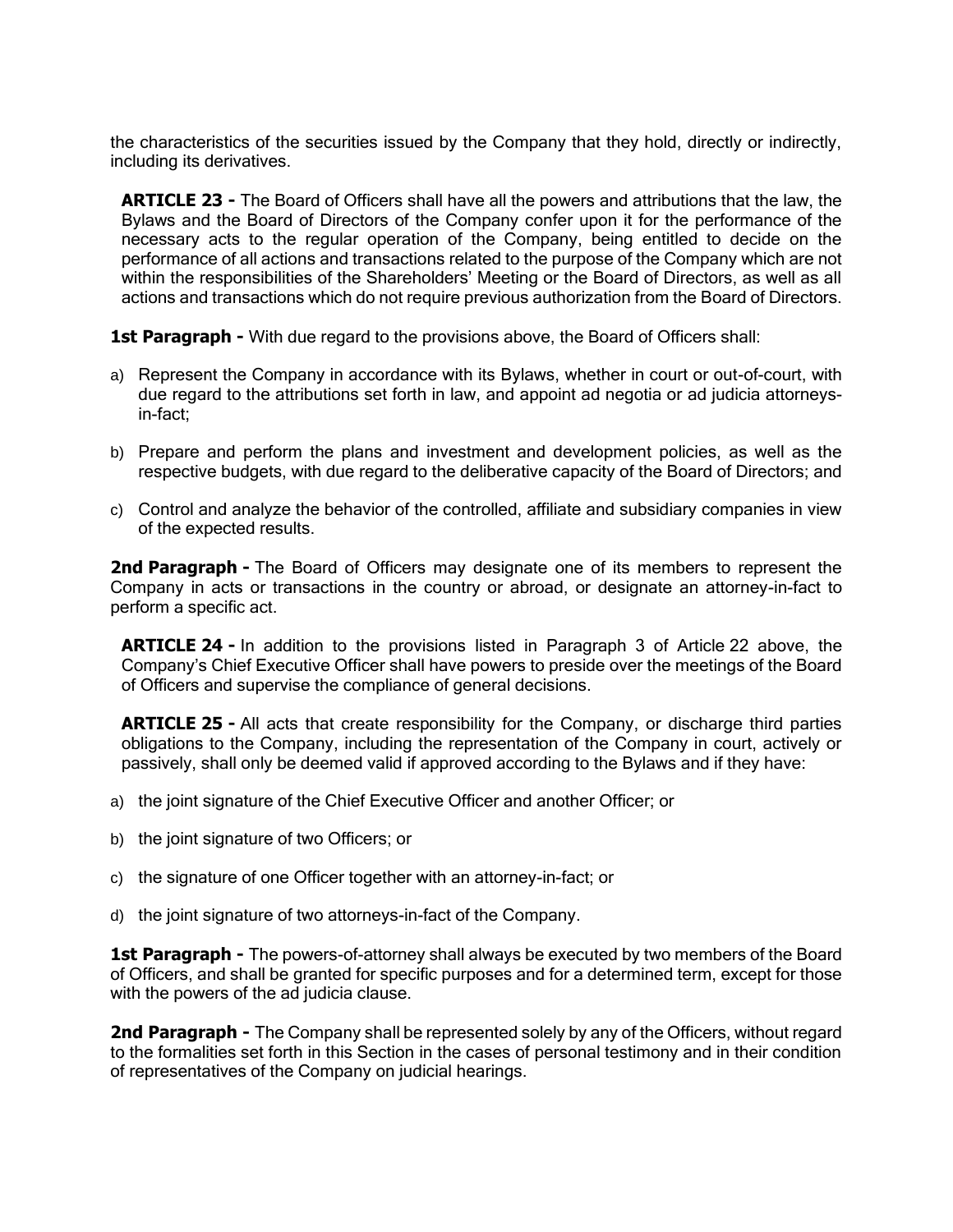the characteristics of the securities issued by the Company that they hold, directly or indirectly, including its derivatives.

**ARTICLE 23 -** The Board of Officers shall have all the powers and attributions that the law, the Bylaws and the Board of Directors of the Company confer upon it for the performance of the necessary acts to the regular operation of the Company, being entitled to decide on the performance of all actions and transactions related to the purpose of the Company which are not within the responsibilities of the Shareholders' Meeting or the Board of Directors, as well as all actions and transactions which do not require previous authorization from the Board of Directors.

**1st Paragraph -** With due regard to the provisions above, the Board of Officers shall:

a) Represent the Company in accordance with its Bylaws, whether in court or out-of-court, with due regard to the attributions set forth in law, and appoint ad negotia or ad judicia attorneys-in-fact;

b) Prepare and perform the plans and investment and development policies, as well as the respective budgets, with due regard to the deliberative capacity of the Board of Directors; and

c) Control and analyze the behavior of the controlled, affiliate and subsidiary companies in view of the expected results.

**2nd Paragraph -** The Board of Officers may designate one of its members to represent the Company in acts or transactions in the country or abroad, or designate an attorney-in-fact to perform a specific act.

**ARTICLE 24 -** In addition to the provisions listed in Paragraph 3 of Article 22 above, the Company's Chief Executive Officer shall have powers to preside over the meetings of the Board of Officers and supervise the compliance of general decisions.

**ARTICLE 25 -** All acts that create responsibility for the Company, or discharge third parties obligations to the Company, including the representation of the Company in court, actively or passively, shall only be deemed valid if approved according to the Bylaws and if they have:

a) the joint signature of the Chief Executive Officer and another Officer; or

b) the joint signature of two Officers; or

c) the signature of one Officer together with an attorney-in-fact; or

d) the joint signature of two attorneys-in-fact of the Company.

**1st Paragraph -** The powers-of-attorney shall always be executed by two members of the Board of Officers, and shall be granted for specific purposes and for a determined term, except for those with the powers of the ad judicia clause.

**2nd Paragraph -** The Company shall be represented solely by any of the Officers, without regard to the formalities set forth in this Section in the cases of personal testimony and in their condition of representatives of the Company on judicial hearings.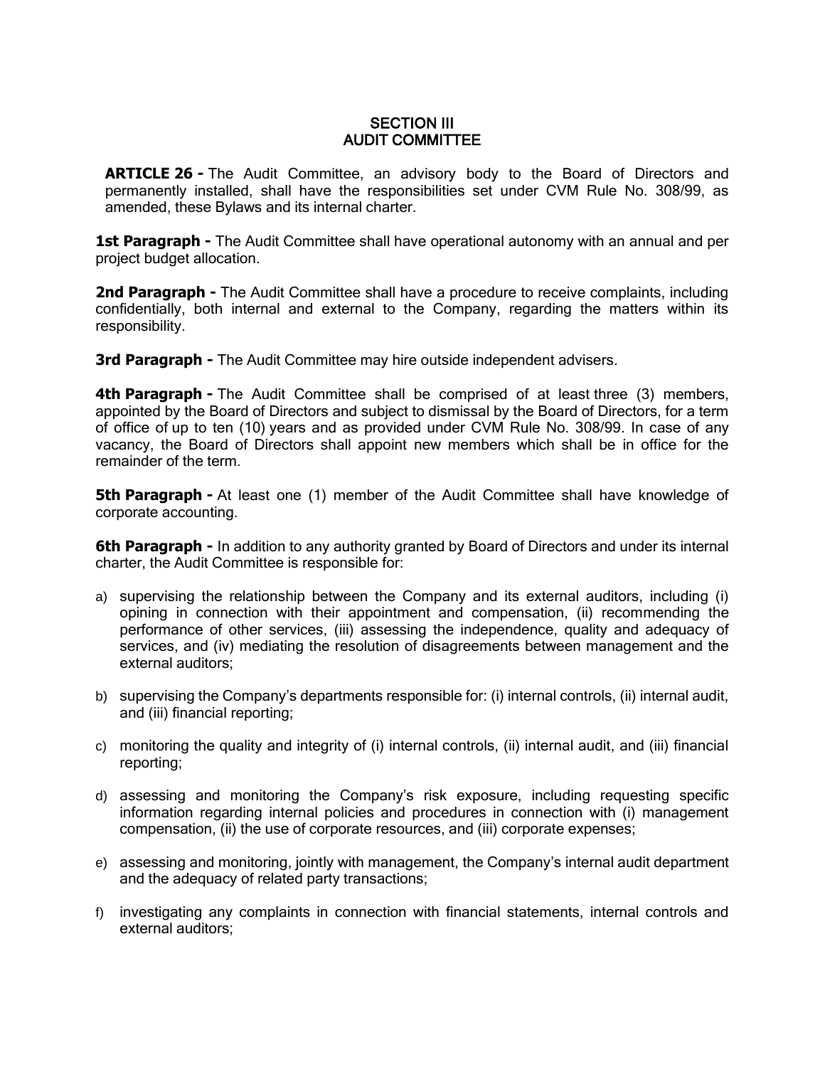## SECTION III
## AUDIT COMMITTEE

**ARTICLE 26 -** The Audit Committee, an advisory body to the Board of Directors and permanently installed, shall have the responsibilities set under CVM Rule No. 308/99, as amended, these Bylaws and its internal charter.

**1st Paragraph -** The Audit Committee shall have operational autonomy with an annual and per project budget allocation.

**2nd Paragraph -** The Audit Committee shall have a procedure to receive complaints, including confidentially, both internal and external to the Company, regarding the matters within its responsibility.

**3rd Paragraph -** The Audit Committee may hire outside independent advisers.

**4th Paragraph -** The Audit Committee shall be comprised of at least three (3) members, appointed by the Board of Directors and subject to dismissal by the Board of Directors, for a term of office of up to ten (10) years and as provided under CVM Rule No. 308/99. In case of any vacancy, the Board of Directors shall appoint new members which shall be in office for the remainder of the term.

**5th Paragraph -** At least one (1) member of the Audit Committee shall have knowledge of corporate accounting.

**6th Paragraph -** In addition to any authority granted by Board of Directors and under its internal charter, the Audit Committee is responsible for:

a) supervising the relationship between the Company and its external auditors, including (i) opining in connection with their appointment and compensation, (ii) recommending the performance of other services, (iii) assessing the independence, quality and adequacy of services, and (iv) mediating the resolution of disagreements between management and the external auditors;

b) supervising the Company's departments responsible for: (i) internal controls, (ii) internal audit, and (iii) financial reporting;

c) monitoring the quality and integrity of (i) internal controls, (ii) internal audit, and (iii) financial reporting;

d) assessing and monitoring the Company's risk exposure, including requesting specific information regarding internal policies and procedures in connection with (i) management compensation, (ii) the use of corporate resources, and (iii) corporate expenses;

e) assessing and monitoring, jointly with management, the Company's internal audit department and the adequacy of related party transactions;

f) investigating any complaints in connection with financial statements, internal controls and external auditors;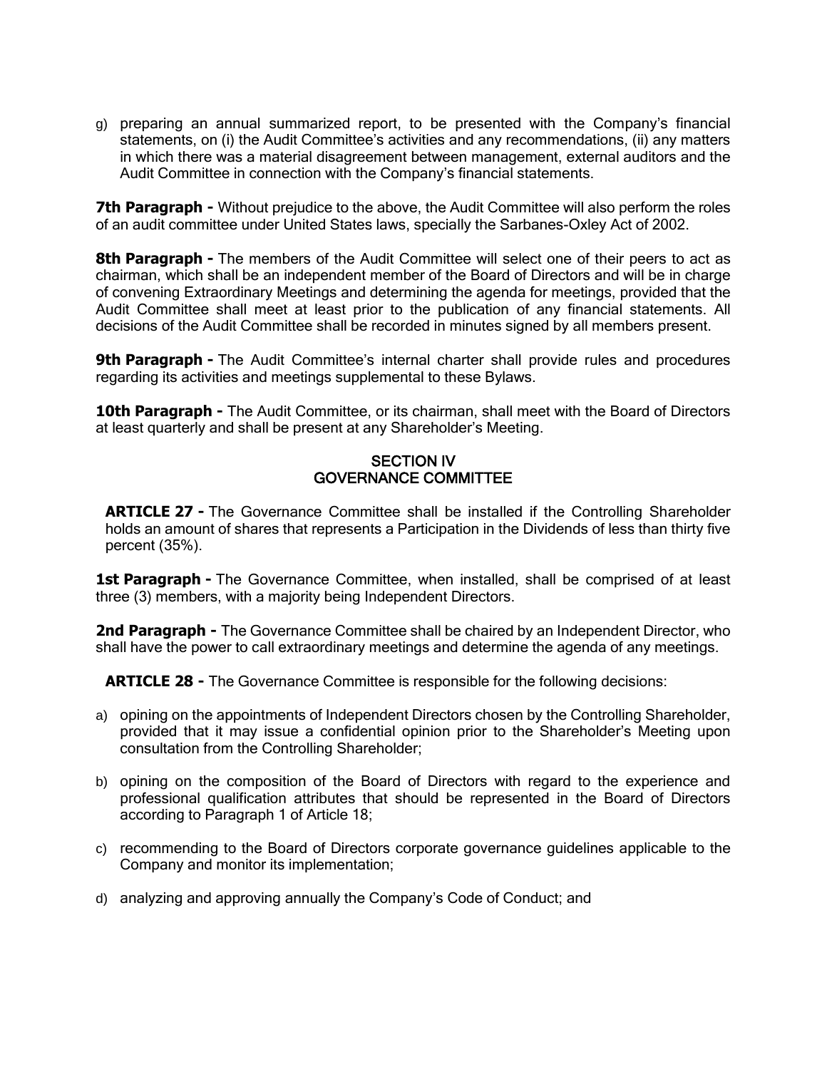g) preparing an annual summarized report, to be presented with the Company's financial statements, on (i) the Audit Committee's activities and any recommendations, (ii) any matters in which there was a material disagreement between management, external auditors and the Audit Committee in connection with the Company's financial statements.

**7th Paragraph -** Without prejudice to the above, the Audit Committee will also perform the roles of an audit committee under United States laws, specially the Sarbanes-Oxley Act of 2002.

**8th Paragraph -** The members of the Audit Committee will select one of their peers to act as chairman, which shall be an independent member of the Board of Directors and will be in charge of convening Extraordinary Meetings and determining the agenda for meetings, provided that the Audit Committee shall meet at least prior to the publication of any financial statements. All decisions of the Audit Committee shall be recorded in minutes signed by all members present.

**9th Paragraph -** The Audit Committee's internal charter shall provide rules and procedures regarding its activities and meetings supplemental to these Bylaws.

**10th Paragraph -** The Audit Committee, or its chairman, shall meet with the Board of Directors at least quarterly and shall be present at any Shareholder's Meeting.

## SECTION IV
## GOVERNANCE COMMITTEE

**ARTICLE 27 -** The Governance Committee shall be installed if the Controlling Shareholder holds an amount of shares that represents a Participation in the Dividends of less than thirty five percent (35%).

**1st Paragraph -** The Governance Committee, when installed, shall be comprised of at least three (3) members, with a majority being Independent Directors.

**2nd Paragraph -** The Governance Committee shall be chaired by an Independent Director, who shall have the power to call extraordinary meetings and determine the agenda of any meetings.

**ARTICLE 28 -** The Governance Committee is responsible for the following decisions:

a) opining on the appointments of Independent Directors chosen by the Controlling Shareholder, provided that it may issue a confidential opinion prior to the Shareholder's Meeting upon consultation from the Controlling Shareholder;

b) opining on the composition of the Board of Directors with regard to the experience and professional qualification attributes that should be represented in the Board of Directors according to Paragraph 1 of Article 18;

c) recommending to the Board of Directors corporate governance guidelines applicable to the Company and monitor its implementation;

d) analyzing and approving annually the Company's Code of Conduct; and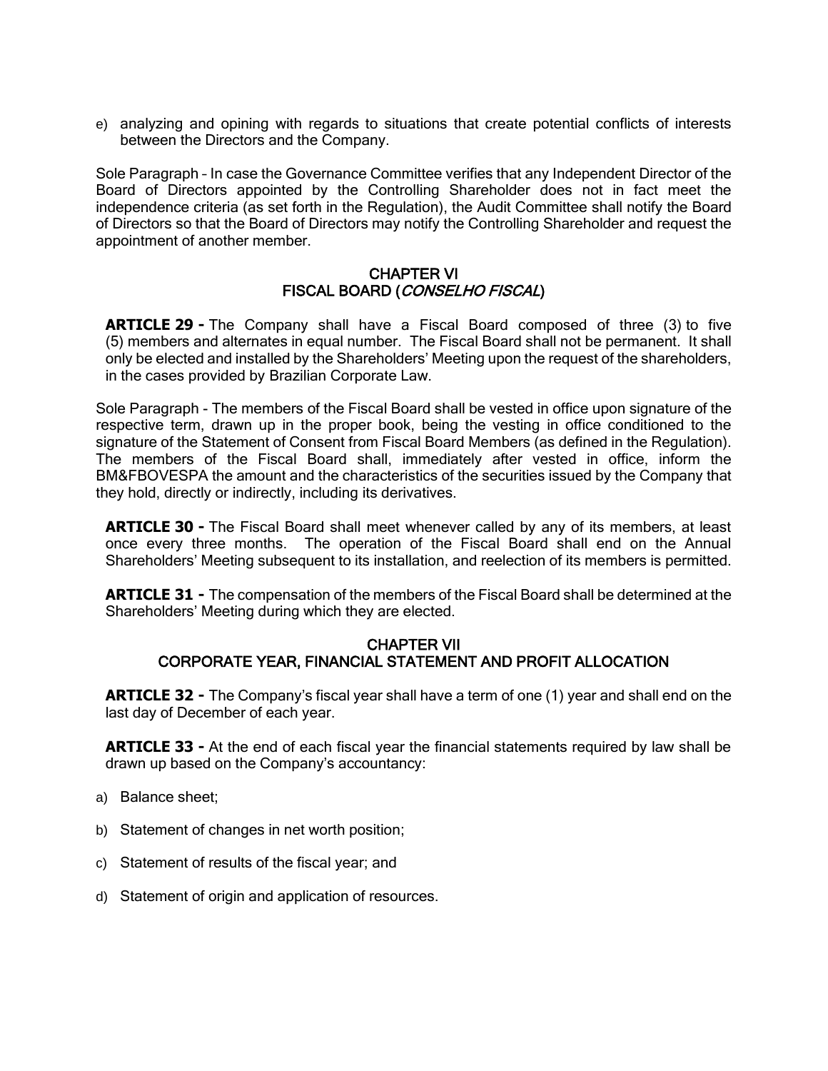e) analyzing and opining with regards to situations that create potential conflicts of interests between the Directors and the Company.

Sole Paragraph – In case the Governance Committee verifies that any Independent Director of the Board of Directors appointed by the Controlling Shareholder does not in fact meet the independence criteria (as set forth in the Regulation), the Audit Committee shall notify the Board of Directors so that the Board of Directors may notify the Controlling Shareholder and request the appointment of another member.

## CHAPTER VI
## FISCAL BOARD (*CONSELHO FISCAL*)

**ARTICLE 29 -** The Company shall have a Fiscal Board composed of three (3) to five (5) members and alternates in equal number. The Fiscal Board shall not be permanent. It shall only be elected and installed by the Shareholders' Meeting upon the request of the shareholders, in the cases provided by Brazilian Corporate Law.

Sole Paragraph - The members of the Fiscal Board shall be vested in office upon signature of the respective term, drawn up in the proper book, being the vesting in office conditioned to the signature of the Statement of Consent from Fiscal Board Members (as defined in the Regulation). The members of the Fiscal Board shall, immediately after vested in office, inform the BM&FBOVESPA the amount and the characteristics of the securities issued by the Company that they hold, directly or indirectly, including its derivatives.

**ARTICLE 30 -** The Fiscal Board shall meet whenever called by any of its members, at least once every three months. The operation of the Fiscal Board shall end on the Annual Shareholders' Meeting subsequent to its installation, and reelection of its members is permitted.

**ARTICLE 31 -** The compensation of the members of the Fiscal Board shall be determined at the Shareholders' Meeting during which they are elected.

## CHAPTER VII
## CORPORATE YEAR, FINANCIAL STATEMENT AND PROFIT ALLOCATION

**ARTICLE 32 -** The Company's fiscal year shall have a term of one (1) year and shall end on the last day of December of each year.

**ARTICLE 33 -** At the end of each fiscal year the financial statements required by law shall be drawn up based on the Company's accountancy:

a) Balance sheet;

b) Statement of changes in net worth position;

c) Statement of results of the fiscal year; and

d) Statement of origin and application of resources.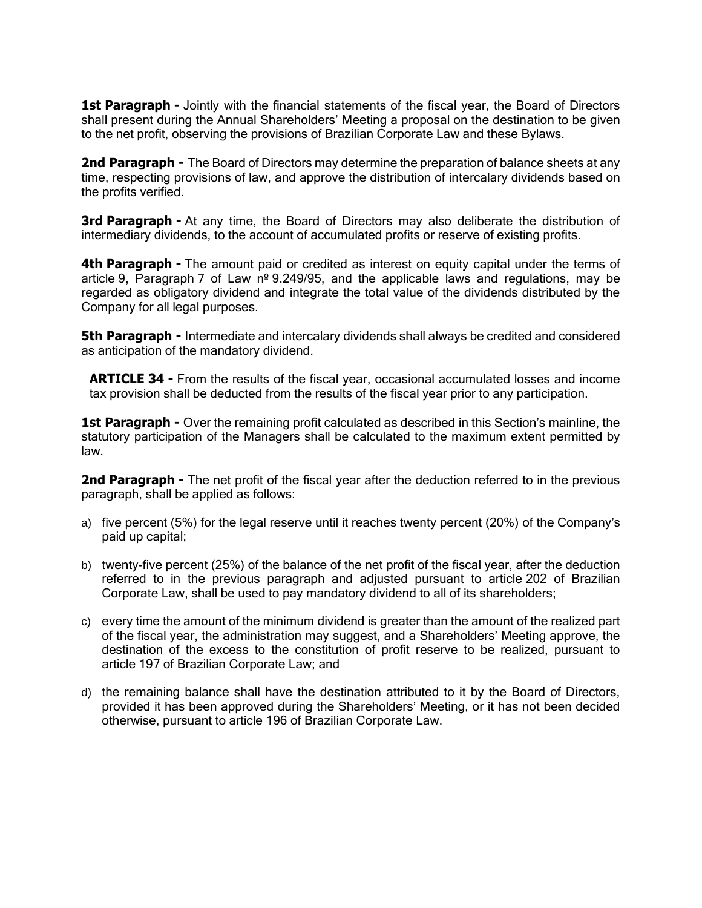**1st Paragraph -** Jointly with the financial statements of the fiscal year, the Board of Directors shall present during the Annual Shareholders' Meeting a proposal on the destination to be given to the net profit, observing the provisions of Brazilian Corporate Law and these Bylaws.

**2nd Paragraph -** The Board of Directors may determine the preparation of balance sheets at any time, respecting provisions of law, and approve the distribution of intercalary dividends based on the profits verified.

**3rd Paragraph -** At any time, the Board of Directors may also deliberate the distribution of intermediary dividends, to the account of accumulated profits or reserve of existing profits.

**4th Paragraph -** The amount paid or credited as interest on equity capital under the terms of article 9, Paragraph 7 of Law nº 9.249/95, and the applicable laws and regulations, may be regarded as obligatory dividend and integrate the total value of the dividends distributed by the Company for all legal purposes.

**5th Paragraph -** Intermediate and intercalary dividends shall always be credited and considered as anticipation of the mandatory dividend.

**ARTICLE 34 -** From the results of the fiscal year, occasional accumulated losses and income tax provision shall be deducted from the results of the fiscal year prior to any participation.

**1st Paragraph -** Over the remaining profit calculated as described in this Section's mainline, the statutory participation of the Managers shall be calculated to the maximum extent permitted by law.

**2nd Paragraph -** The net profit of the fiscal year after the deduction referred to in the previous paragraph, shall be applied as follows:

a) five percent (5%) for the legal reserve until it reaches twenty percent (20%) of the Company's paid up capital;

b) twenty-five percent (25%) of the balance of the net profit of the fiscal year, after the deduction referred to in the previous paragraph and adjusted pursuant to article 202 of Brazilian Corporate Law, shall be used to pay mandatory dividend to all of its shareholders;

c) every time the amount of the minimum dividend is greater than the amount of the realized part of the fiscal year, the administration may suggest, and a Shareholders' Meeting approve, the destination of the excess to the constitution of profit reserve to be realized, pursuant to article 197 of Brazilian Corporate Law; and

d) the remaining balance shall have the destination attributed to it by the Board of Directors, provided it has been approved during the Shareholders' Meeting, or it has not been decided otherwise, pursuant to article 196 of Brazilian Corporate Law.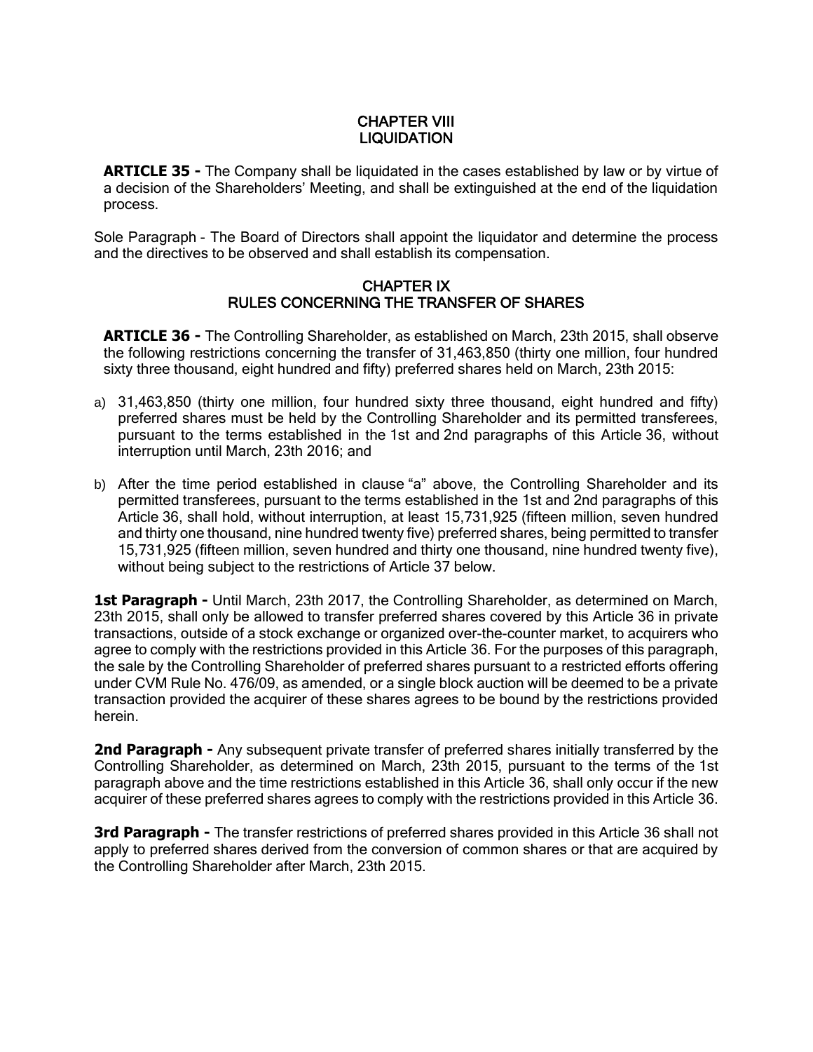# CHAPTER VIII
# LIQUIDATION

**ARTICLE 35 -** The Company shall be liquidated in the cases established by law or by virtue of a decision of the Shareholders' Meeting, and shall be extinguished at the end of the liquidation process.

Sole Paragraph - The Board of Directors shall appoint the liquidator and determine the process and the directives to be observed and shall establish its compensation.

# CHAPTER IX
# RULES CONCERNING THE TRANSFER OF SHARES

**ARTICLE 36 -** The Controlling Shareholder, as established on March, 23th 2015, shall observe the following restrictions concerning the transfer of 31,463,850 (thirty one million, four hundred sixty three thousand, eight hundred and fifty) preferred shares held on March, 23th 2015:

a) 31,463,850 (thirty one million, four hundred sixty three thousand, eight hundred and fifty) preferred shares must be held by the Controlling Shareholder and its permitted transferees, pursuant to the terms established in the 1st and 2nd paragraphs of this Article 36, without interruption until March, 23th 2016; and

b) After the time period established in clause "a" above, the Controlling Shareholder and its permitted transferees, pursuant to the terms established in the 1st and 2nd paragraphs of this Article 36, shall hold, without interruption, at least 15,731,925 (fifteen million, seven hundred and thirty one thousand, nine hundred twenty five) preferred shares, being permitted to transfer 15,731,925 (fifteen million, seven hundred and thirty one thousand, nine hundred twenty five), without being subject to the restrictions of Article 37 below.

**1st Paragraph -** Until March, 23th 2017, the Controlling Shareholder, as determined on March, 23th 2015, shall only be allowed to transfer preferred shares covered by this Article 36 in private transactions, outside of a stock exchange or organized over-the-counter market, to acquirers who agree to comply with the restrictions provided in this Article 36. For the purposes of this paragraph, the sale by the Controlling Shareholder of preferred shares pursuant to a restricted efforts offering under CVM Rule No. 476/09, as amended, or a single block auction will be deemed to be a private transaction provided the acquirer of these shares agrees to be bound by the restrictions provided herein.

**2nd Paragraph -** Any subsequent private transfer of preferred shares initially transferred by the Controlling Shareholder, as determined on March, 23th 2015, pursuant to the terms of the 1st paragraph above and the time restrictions established in this Article 36, shall only occur if the new acquirer of these preferred shares agrees to comply with the restrictions provided in this Article 36.

**3rd Paragraph -** The transfer restrictions of preferred shares provided in this Article 36 shall not apply to preferred shares derived from the conversion of common shares or that are acquired by the Controlling Shareholder after March, 23th 2015.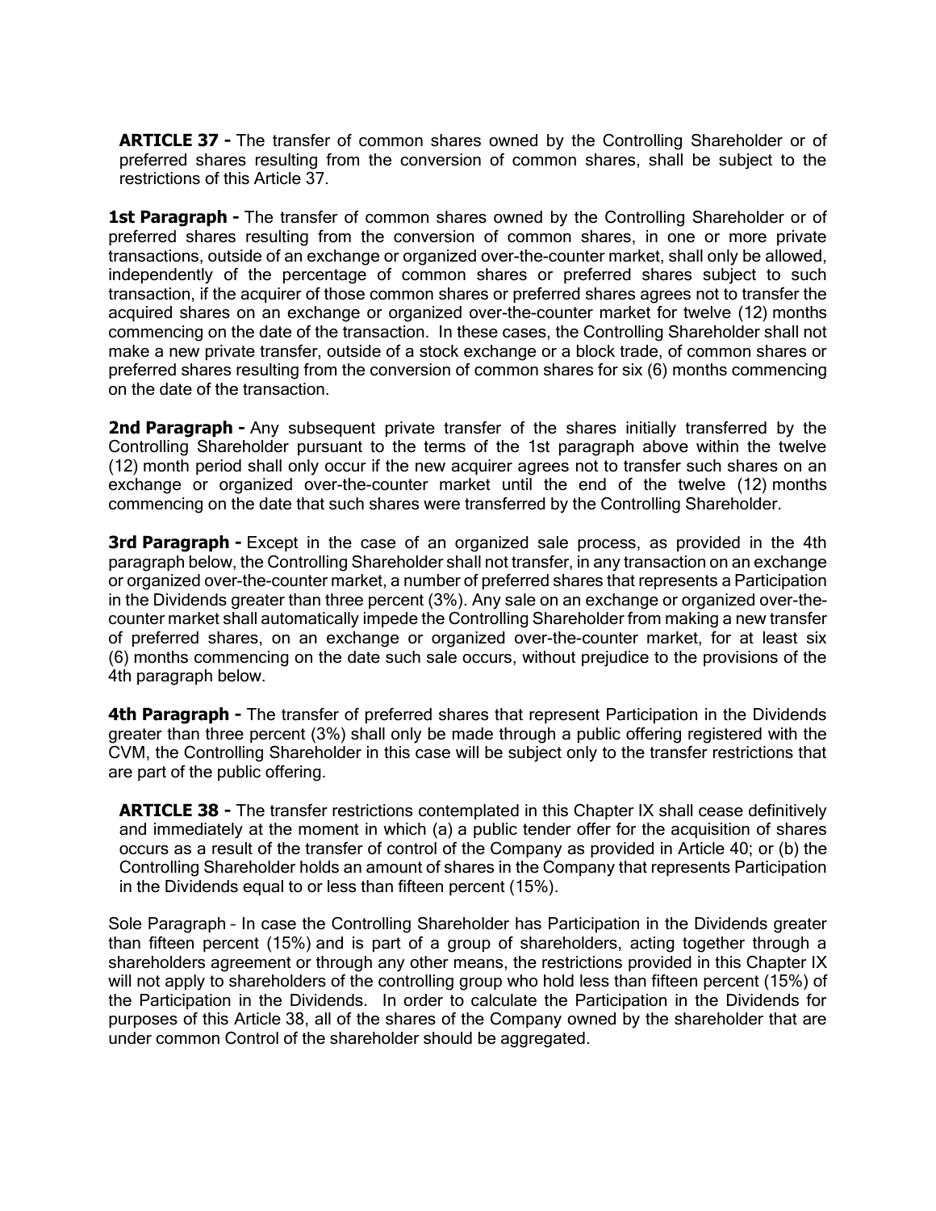**ARTICLE 37 -** The transfer of common shares owned by the Controlling Shareholder or of preferred shares resulting from the conversion of common shares, shall be subject to the restrictions of this Article 37.

**1st Paragraph -** The transfer of common shares owned by the Controlling Shareholder or of preferred shares resulting from the conversion of common shares, in one or more private transactions, outside of an exchange or organized over-the-counter market, shall only be allowed, independently of the percentage of common shares or preferred shares subject to such transaction, if the acquirer of those common shares or preferred shares agrees not to transfer the acquired shares on an exchange or organized over-the-counter market for twelve (12) months commencing on the date of the transaction. In these cases, the Controlling Shareholder shall not make a new private transfer, outside of a stock exchange or a block trade, of common shares or preferred shares resulting from the conversion of common shares for six (6) months commencing on the date of the transaction.

**2nd Paragraph -** Any subsequent private transfer of the shares initially transferred by the Controlling Shareholder pursuant to the terms of the 1st paragraph above within the twelve (12) month period shall only occur if the new acquirer agrees not to transfer such shares on an exchange or organized over-the-counter market until the end of the twelve (12) months commencing on the date that such shares were transferred by the Controlling Shareholder.

**3rd Paragraph -** Except in the case of an organized sale process, as provided in the 4th paragraph below, the Controlling Shareholder shall not transfer, in any transaction on an exchange or organized over-the-counter market, a number of preferred shares that represents a Participation in the Dividends greater than three percent (3%). Any sale on an exchange or organized over-the-counter market shall automatically impede the Controlling Shareholder from making a new transfer of preferred shares, on an exchange or organized over-the-counter market, for at least six (6) months commencing on the date such sale occurs, without prejudice to the provisions of the 4th paragraph below.

**4th Paragraph -** The transfer of preferred shares that represent Participation in the Dividends greater than three percent (3%) shall only be made through a public offering registered with the CVM, the Controlling Shareholder in this case will be subject only to the transfer restrictions that are part of the public offering.

**ARTICLE 38 -** The transfer restrictions contemplated in this Chapter IX shall cease definitively and immediately at the moment in which (a) a public tender offer for the acquisition of shares occurs as a result of the transfer of control of the Company as provided in Article 40; or (b) the Controlling Shareholder holds an amount of shares in the Company that represents Participation in the Dividends equal to or less than fifteen percent (15%).

Sole Paragraph – In case the Controlling Shareholder has Participation in the Dividends greater than fifteen percent (15%) and is part of a group of shareholders, acting together through a shareholders agreement or through any other means, the restrictions provided in this Chapter IX will not apply to shareholders of the controlling group who hold less than fifteen percent (15%) of the Participation in the Dividends. In order to calculate the Participation in the Dividends for purposes of this Article 38, all of the shares of the Company owned by the shareholder that are under common Control of the shareholder should be aggregated.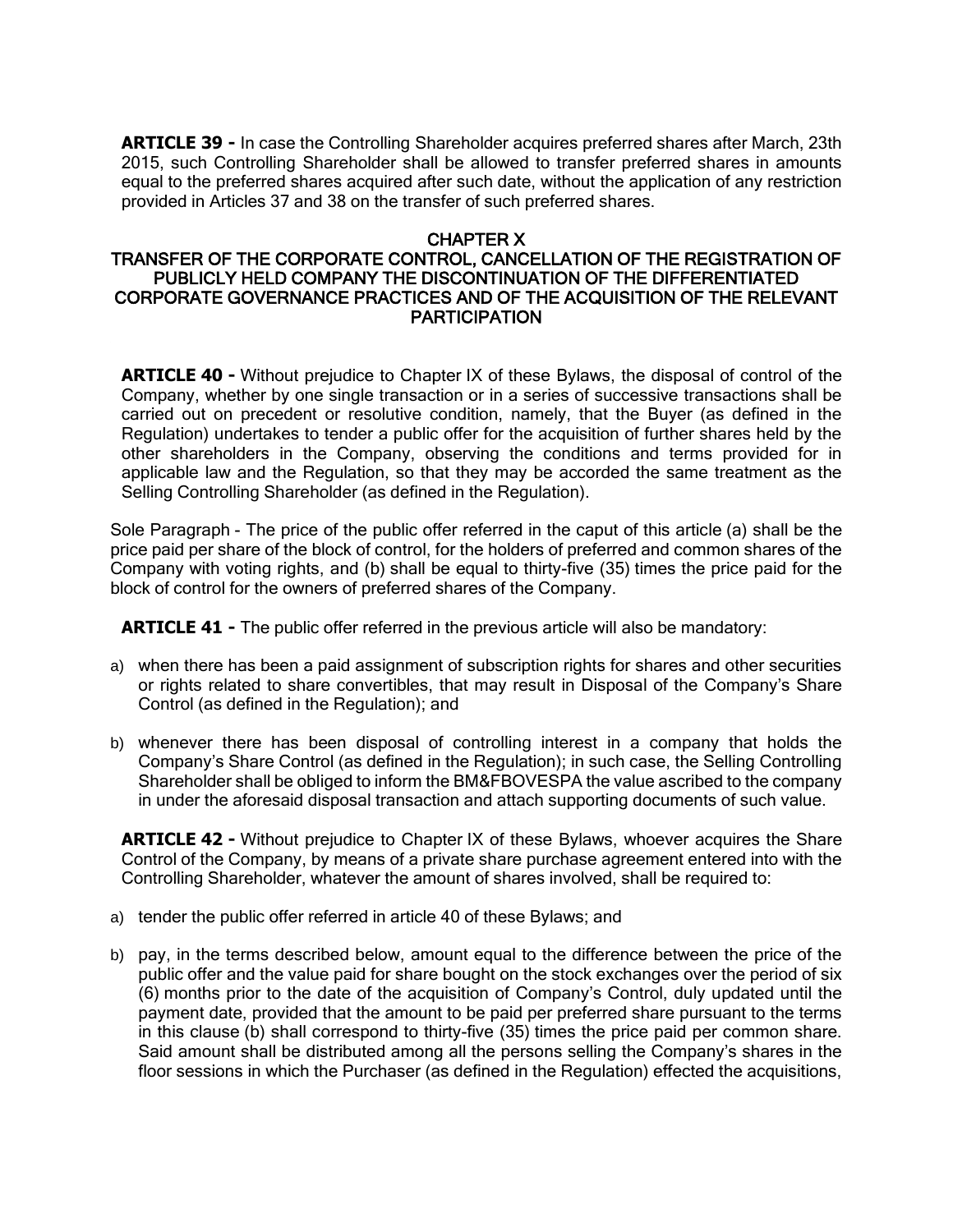**ARTICLE 39 -** In case the Controlling Shareholder acquires preferred shares after March, 23th 2015, such Controlling Shareholder shall be allowed to transfer preferred shares in amounts equal to the preferred shares acquired after such date, without the application of any restriction provided in Articles 37 and 38 on the transfer of such preferred shares.

## CHAPTER X
## TRANSFER OF THE CORPORATE CONTROL, CANCELLATION OF THE REGISTRATION OF PUBLICLY HELD COMPANY THE DISCONTINUATION OF THE DIFFERENTIATED CORPORATE GOVERNANCE PRACTICES AND OF THE ACQUISITION OF THE RELEVANT PARTICIPATION

**ARTICLE 40 -** Without prejudice to Chapter IX of these Bylaws, the disposal of control of the Company, whether by one single transaction or in a series of successive transactions shall be carried out on precedent or resolutive condition, namely, that the Buyer (as defined in the Regulation) undertakes to tender a public offer for the acquisition of further shares held by the other shareholders in the Company, observing the conditions and terms provided for in applicable law and the Regulation, so that they may be accorded the same treatment as the Selling Controlling Shareholder (as defined in the Regulation).

Sole Paragraph - The price of the public offer referred in the caput of this article (a) shall be the price paid per share of the block of control, for the holders of preferred and common shares of the Company with voting rights, and (b) shall be equal to thirty-five (35) times the price paid for the block of control for the owners of preferred shares of the Company.

**ARTICLE 41 -** The public offer referred in the previous article will also be mandatory:

a) when there has been a paid assignment of subscription rights for shares and other securities or rights related to share convertibles, that may result in Disposal of the Company's Share Control (as defined in the Regulation); and

b) whenever there has been disposal of controlling interest in a company that holds the Company's Share Control (as defined in the Regulation); in such case, the Selling Controlling Shareholder shall be obliged to inform the BM&FBOVESPA the value ascribed to the company in under the aforesaid disposal transaction and attach supporting documents of such value.

**ARTICLE 42 -** Without prejudice to Chapter IX of these Bylaws, whoever acquires the Share Control of the Company, by means of a private share purchase agreement entered into with the Controlling Shareholder, whatever the amount of shares involved, shall be required to:

a) tender the public offer referred in article 40 of these Bylaws; and

b) pay, in the terms described below, amount equal to the difference between the price of the public offer and the value paid for share bought on the stock exchanges over the period of six (6) months prior to the date of the acquisition of Company's Control, duly updated until the payment date, provided that the amount to be paid per preferred share pursuant to the terms in this clause (b) shall correspond to thirty-five (35) times the price paid per common share. Said amount shall be distributed among all the persons selling the Company's shares in the floor sessions in which the Purchaser (as defined in the Regulation) effected the acquisitions,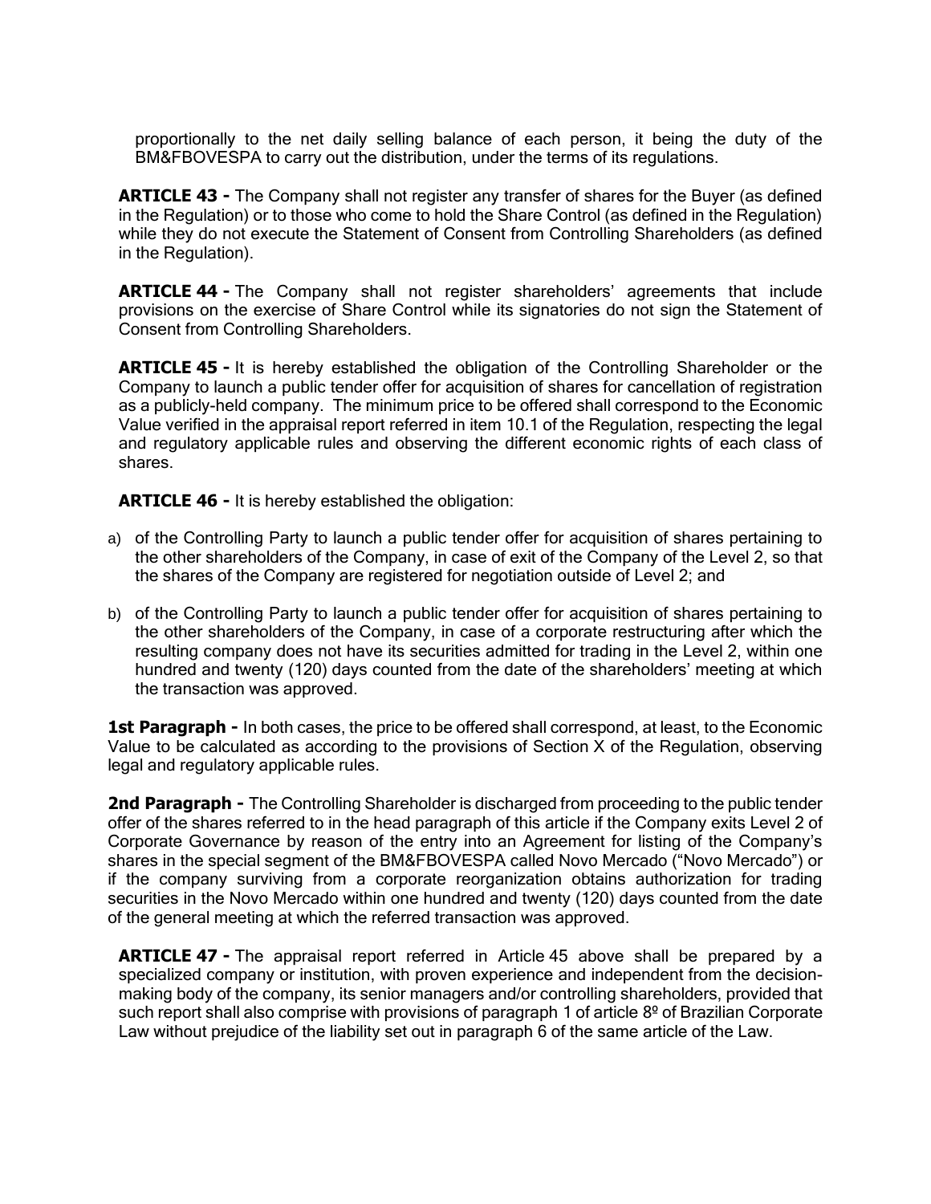proportionally to the net daily selling balance of each person, it being the duty of the BM&FBOVESPA to carry out the distribution, under the terms of its regulations.

**ARTICLE 43 -** The Company shall not register any transfer of shares for the Buyer (as defined in the Regulation) or to those who come to hold the Share Control (as defined in the Regulation) while they do not execute the Statement of Consent from Controlling Shareholders (as defined in the Regulation).

**ARTICLE 44 -** The Company shall not register shareholders' agreements that include provisions on the exercise of Share Control while its signatories do not sign the Statement of Consent from Controlling Shareholders.

**ARTICLE 45 -** It is hereby established the obligation of the Controlling Shareholder or the Company to launch a public tender offer for acquisition of shares for cancellation of registration as a publicly-held company. The minimum price to be offered shall correspond to the Economic Value verified in the appraisal report referred in item 10.1 of the Regulation, respecting the legal and regulatory applicable rules and observing the different economic rights of each class of shares.

**ARTICLE 46 -** It is hereby established the obligation:

a) of the Controlling Party to launch a public tender offer for acquisition of shares pertaining to the other shareholders of the Company, in case of exit of the Company of the Level 2, so that the shares of the Company are registered for negotiation outside of Level 2; and

b) of the Controlling Party to launch a public tender offer for acquisition of shares pertaining to the other shareholders of the Company, in case of a corporate restructuring after which the resulting company does not have its securities admitted for trading in the Level 2, within one hundred and twenty (120) days counted from the date of the shareholders' meeting at which the transaction was approved.

**1st Paragraph -** In both cases, the price to be offered shall correspond, at least, to the Economic Value to be calculated as according to the provisions of Section X of the Regulation, observing legal and regulatory applicable rules.

**2nd Paragraph -** The Controlling Shareholder is discharged from proceeding to the public tender offer of the shares referred to in the head paragraph of this article if the Company exits Level 2 of Corporate Governance by reason of the entry into an Agreement for listing of the Company's shares in the special segment of the BM&FBOVESPA called Novo Mercado ("Novo Mercado") or if the company surviving from a corporate reorganization obtains authorization for trading securities in the Novo Mercado within one hundred and twenty (120) days counted from the date of the general meeting at which the referred transaction was approved.

**ARTICLE 47 -** The appraisal report referred in Article 45 above shall be prepared by a specialized company or institution, with proven experience and independent from the decision-making body of the company, its senior managers and/or controlling shareholders, provided that such report shall also comprise with provisions of paragraph 1 of article 8º of Brazilian Corporate Law without prejudice of the liability set out in paragraph 6 of the same article of the Law.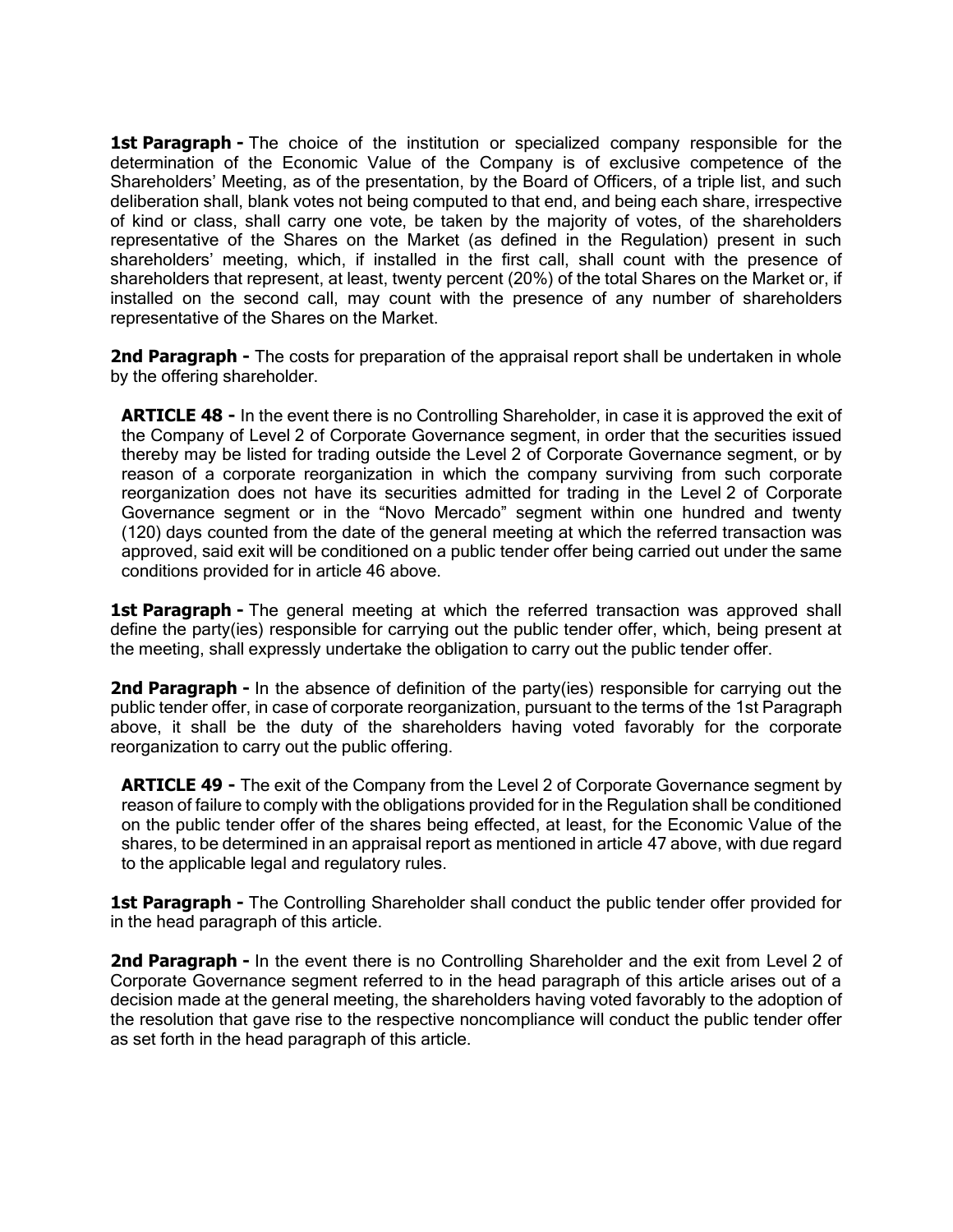**1st Paragraph -** The choice of the institution or specialized company responsible for the determination of the Economic Value of the Company is of exclusive competence of the Shareholders' Meeting, as of the presentation, by the Board of Officers, of a triple list, and such deliberation shall, blank votes not being computed to that end, and being each share, irrespective of kind or class, shall carry one vote, be taken by the majority of votes, of the shareholders representative of the Shares on the Market (as defined in the Regulation) present in such shareholders' meeting, which, if installed in the first call, shall count with the presence of shareholders that represent, at least, twenty percent (20%) of the total Shares on the Market or, if installed on the second call, may count with the presence of any number of shareholders representative of the Shares on the Market.

**2nd Paragraph -** The costs for preparation of the appraisal report shall be undertaken in whole by the offering shareholder.

**ARTICLE 48 -** In the event there is no Controlling Shareholder, in case it is approved the exit of the Company of Level 2 of Corporate Governance segment, in order that the securities issued thereby may be listed for trading outside the Level 2 of Corporate Governance segment, or by reason of a corporate reorganization in which the company surviving from such corporate reorganization does not have its securities admitted for trading in the Level 2 of Corporate Governance segment or in the "Novo Mercado" segment within one hundred and twenty (120) days counted from the date of the general meeting at which the referred transaction was approved, said exit will be conditioned on a public tender offer being carried out under the same conditions provided for in article 46 above.

**1st Paragraph -** The general meeting at which the referred transaction was approved shall define the party(ies) responsible for carrying out the public tender offer, which, being present at the meeting, shall expressly undertake the obligation to carry out the public tender offer.

**2nd Paragraph -** In the absence of definition of the party(ies) responsible for carrying out the public tender offer, in case of corporate reorganization, pursuant to the terms of the 1st Paragraph above, it shall be the duty of the shareholders having voted favorably for the corporate reorganization to carry out the public offering.

**ARTICLE 49 -** The exit of the Company from the Level 2 of Corporate Governance segment by reason of failure to comply with the obligations provided for in the Regulation shall be conditioned on the public tender offer of the shares being effected, at least, for the Economic Value of the shares, to be determined in an appraisal report as mentioned in article 47 above, with due regard to the applicable legal and regulatory rules.

**1st Paragraph -** The Controlling Shareholder shall conduct the public tender offer provided for in the head paragraph of this article.

**2nd Paragraph -** In the event there is no Controlling Shareholder and the exit from Level 2 of Corporate Governance segment referred to in the head paragraph of this article arises out of a decision made at the general meeting, the shareholders having voted favorably to the adoption of the resolution that gave rise to the respective noncompliance will conduct the public tender offer as set forth in the head paragraph of this article.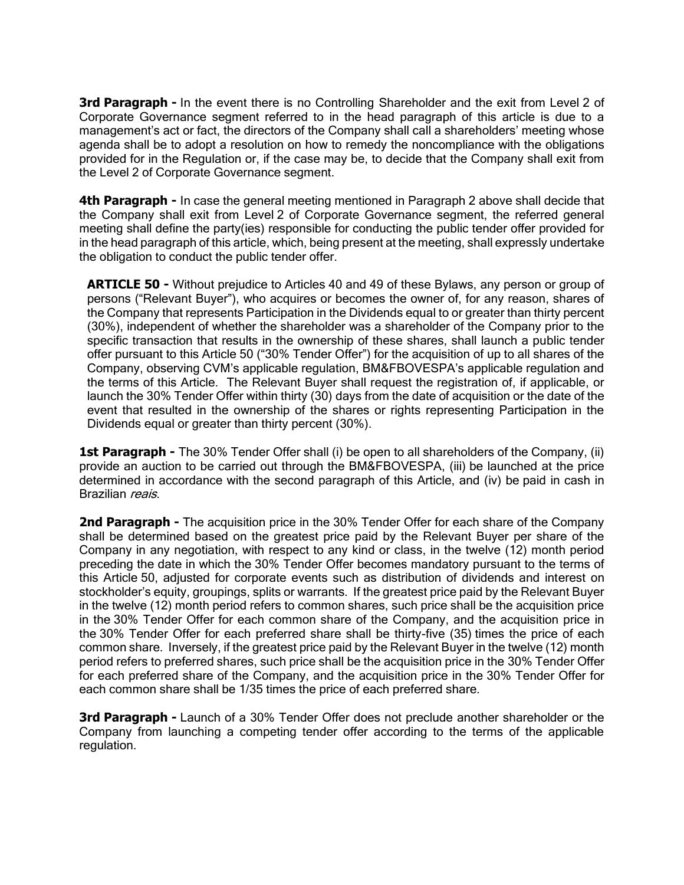**3rd Paragraph -** In the event there is no Controlling Shareholder and the exit from Level 2 of Corporate Governance segment referred to in the head paragraph of this article is due to a management's act or fact, the directors of the Company shall call a shareholders' meeting whose agenda shall be to adopt a resolution on how to remedy the noncompliance with the obligations provided for in the Regulation or, if the case may be, to decide that the Company shall exit from the Level 2 of Corporate Governance segment.

**4th Paragraph -** In case the general meeting mentioned in Paragraph 2 above shall decide that the Company shall exit from Level 2 of Corporate Governance segment, the referred general meeting shall define the party(ies) responsible for conducting the public tender offer provided for in the head paragraph of this article, which, being present at the meeting, shall expressly undertake the obligation to conduct the public tender offer.

**ARTICLE 50 -** Without prejudice to Articles 40 and 49 of these Bylaws, any person or group of persons ("Relevant Buyer"), who acquires or becomes the owner of, for any reason, shares of the Company that represents Participation in the Dividends equal to or greater than thirty percent (30%), independent of whether the shareholder was a shareholder of the Company prior to the specific transaction that results in the ownership of these shares, shall launch a public tender offer pursuant to this Article 50 ("30% Tender Offer") for the acquisition of up to all shares of the Company, observing CVM's applicable regulation, BM&FBOVESPA's applicable regulation and the terms of this Article. The Relevant Buyer shall request the registration of, if applicable, or launch the 30% Tender Offer within thirty (30) days from the date of acquisition or the date of the event that resulted in the ownership of the shares or rights representing Participation in the Dividends equal or greater than thirty percent (30%).

**1st Paragraph -** The 30% Tender Offer shall (i) be open to all shareholders of the Company, (ii) provide an auction to be carried out through the BM&FBOVESPA, (iii) be launched at the price determined in accordance with the second paragraph of this Article, and (iv) be paid in cash in Brazilian *reais*.

**2nd Paragraph -** The acquisition price in the 30% Tender Offer for each share of the Company shall be determined based on the greatest price paid by the Relevant Buyer per share of the Company in any negotiation, with respect to any kind or class, in the twelve (12) month period preceding the date in which the 30% Tender Offer becomes mandatory pursuant to the terms of this Article 50, adjusted for corporate events such as distribution of dividends and interest on stockholder's equity, groupings, splits or warrants. If the greatest price paid by the Relevant Buyer in the twelve (12) month period refers to common shares, such price shall be the acquisition price in the 30% Tender Offer for each common share of the Company, and the acquisition price in the 30% Tender Offer for each preferred share shall be thirty-five (35) times the price of each common share. Inversely, if the greatest price paid by the Relevant Buyer in the twelve (12) month period refers to preferred shares, such price shall be the acquisition price in the 30% Tender Offer for each preferred share of the Company, and the acquisition price in the 30% Tender Offer for each common share shall be 1/35 times the price of each preferred share.

**3rd Paragraph -** Launch of a 30% Tender Offer does not preclude another shareholder or the Company from launching a competing tender offer according to the terms of the applicable regulation.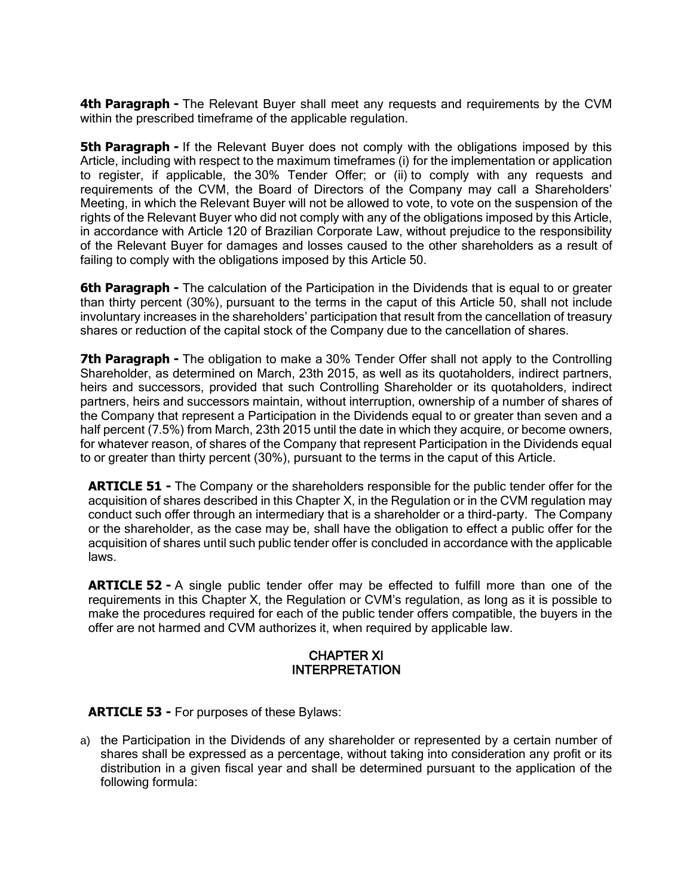**4th Paragraph -** The Relevant Buyer shall meet any requests and requirements by the CVM within the prescribed timeframe of the applicable regulation.

**5th Paragraph -** If the Relevant Buyer does not comply with the obligations imposed by this Article, including with respect to the maximum timeframes (i) for the implementation or application to register, if applicable, the 30% Tender Offer; or (ii) to comply with any requests and requirements of the CVM, the Board of Directors of the Company may call a Shareholders' Meeting, in which the Relevant Buyer will not be allowed to vote, to vote on the suspension of the rights of the Relevant Buyer who did not comply with any of the obligations imposed by this Article, in accordance with Article 120 of Brazilian Corporate Law, without prejudice to the responsibility of the Relevant Buyer for damages and losses caused to the other shareholders as a result of failing to comply with the obligations imposed by this Article 50.

**6th Paragraph -** The calculation of the Participation in the Dividends that is equal to or greater than thirty percent (30%), pursuant to the terms in the caput of this Article 50, shall not include involuntary increases in the shareholders' participation that result from the cancellation of treasury shares or reduction of the capital stock of the Company due to the cancellation of shares.

**7th Paragraph -** The obligation to make a 30% Tender Offer shall not apply to the Controlling Shareholder, as determined on March, 23th 2015, as well as its quotaholders, indirect partners, heirs and successors, provided that such Controlling Shareholder or its quotaholders, indirect partners, heirs and successors maintain, without interruption, ownership of a number of shares of the Company that represent a Participation in the Dividends equal to or greater than seven and a half percent (7.5%) from March, 23th 2015 until the date in which they acquire, or become owners, for whatever reason, of shares of the Company that represent Participation in the Dividends equal to or greater than thirty percent (30%), pursuant to the terms in the caput of this Article.

**ARTICLE 51 -** The Company or the shareholders responsible for the public tender offer for the acquisition of shares described in this Chapter X, in the Regulation or in the CVM regulation may conduct such offer through an intermediary that is a shareholder or a third-party. The Company or the shareholder, as the case may be, shall have the obligation to effect a public offer for the acquisition of shares until such public tender offer is concluded in accordance with the applicable laws.

**ARTICLE 52 -** A single public tender offer may be effected to fulfill more than one of the requirements in this Chapter X, the Regulation or CVM's regulation, as long as it is possible to make the procedures required for each of the public tender offers compatible, the buyers in the offer are not harmed and CVM authorizes it, when required by applicable law.

## CHAPTER XI
## INTERPRETATION

**ARTICLE 53 -** For purposes of these Bylaws:

a) the Participation in the Dividends of any shareholder or represented by a certain number of shares shall be expressed as a percentage, without taking into consideration any profit or its distribution in a given fiscal year and shall be determined pursuant to the application of the following formula: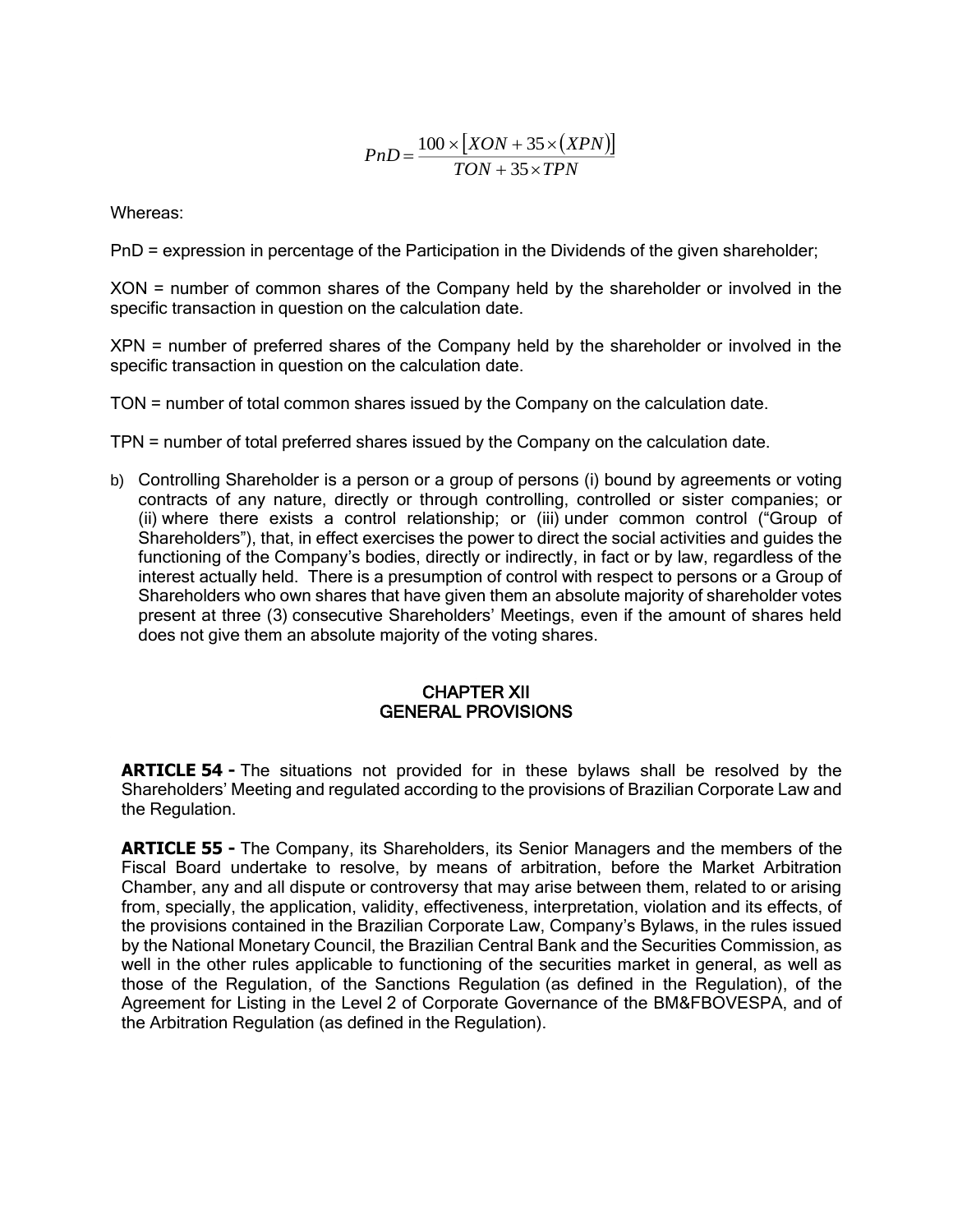$$PnD = \frac{100 \times [XON + 35 \times (XPN)]}{TON + 35 \times TPN}$$

Whereas:

PnD = expression in percentage of the Participation in the Dividends of the given shareholder;

XON = number of common shares of the Company held by the shareholder or involved in the specific transaction in question on the calculation date.

XPN = number of preferred shares of the Company held by the shareholder or involved in the specific transaction in question on the calculation date.

TON = number of total common shares issued by the Company on the calculation date.

TPN = number of total preferred shares issued by the Company on the calculation date.

b) Controlling Shareholder is a person or a group of persons (i) bound by agreements or voting contracts of any nature, directly or through controlling, controlled or sister companies; or (ii) where there exists a control relationship; or (iii) under common control ("Group of Shareholders"), that, in effect exercises the power to direct the social activities and guides the functioning of the Company's bodies, directly or indirectly, in fact or by law, regardless of the interest actually held. There is a presumption of control with respect to persons or a Group of Shareholders who own shares that have given them an absolute majority of shareholder votes present at three (3) consecutive Shareholders' Meetings, even if the amount of shares held does not give them an absolute majority of the voting shares.

## CHAPTER XII
## GENERAL PROVISIONS

**ARTICLE 54 -** The situations not provided for in these bylaws shall be resolved by the Shareholders' Meeting and regulated according to the provisions of Brazilian Corporate Law and the Regulation.

**ARTICLE 55 -** The Company, its Shareholders, its Senior Managers and the members of the Fiscal Board undertake to resolve, by means of arbitration, before the Market Arbitration Chamber, any and all dispute or controversy that may arise between them, related to or arising from, specially, the application, validity, effectiveness, interpretation, violation and its effects, of the provisions contained in the Brazilian Corporate Law, Company's Bylaws, in the rules issued by the National Monetary Council, the Brazilian Central Bank and the Securities Commission, as well in the other rules applicable to functioning of the securities market in general, as well as those of the Regulation, of the Sanctions Regulation (as defined in the Regulation), of the Agreement for Listing in the Level 2 of Corporate Governance of the BM&FBOVESPA, and of the Arbitration Regulation (as defined in the Regulation).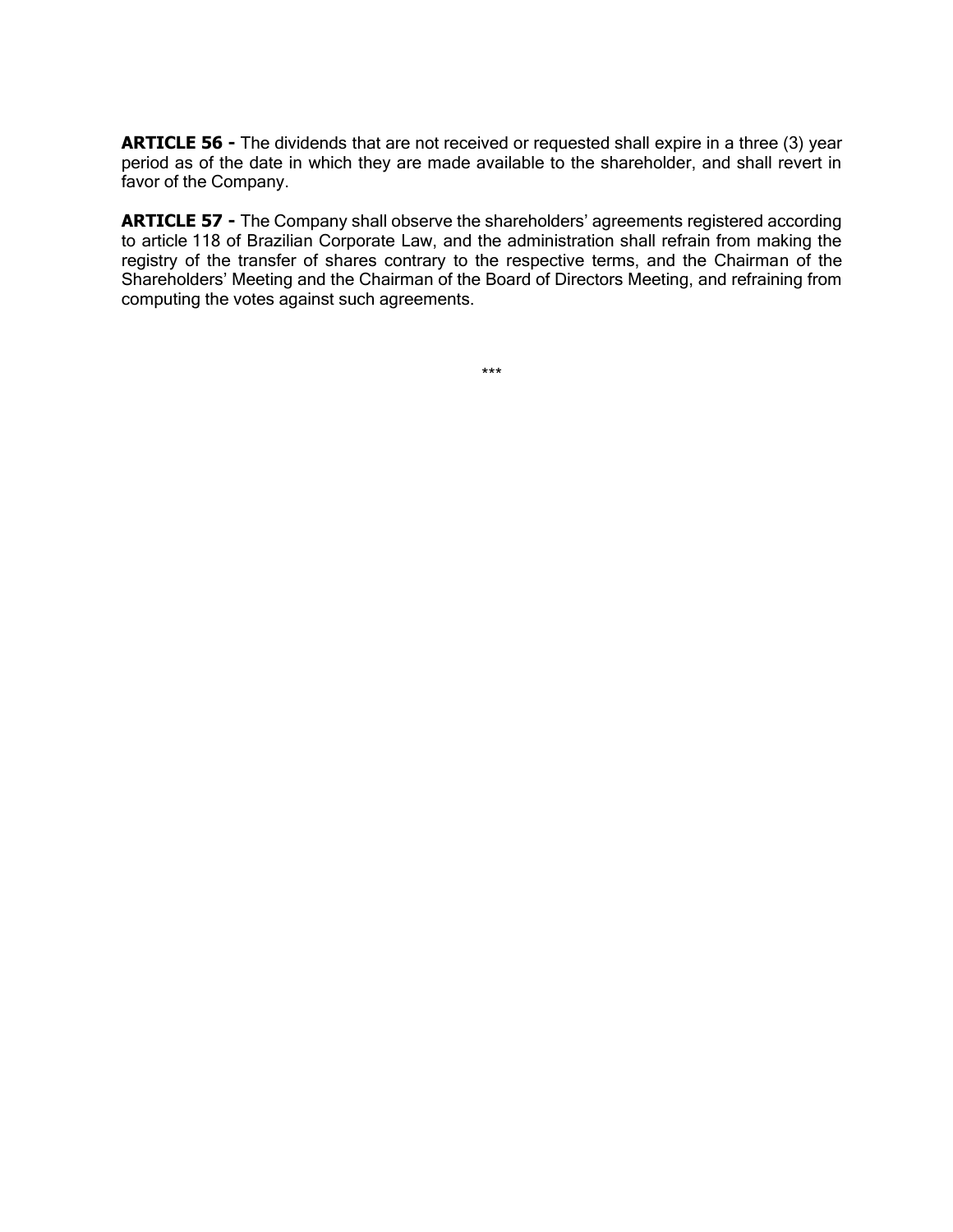**ARTICLE 56 -** The dividends that are not received or requested shall expire in a three (3) year period as of the date in which they are made available to the shareholder, and shall revert in favor of the Company.

**ARTICLE 57 -** The Company shall observe the shareholders' agreements registered according to article 118 of Brazilian Corporate Law, and the administration shall refrain from making the registry of the transfer of shares contrary to the respective terms, and the Chairman of the Shareholders' Meeting and the Chairman of the Board of Directors Meeting, and refraining from computing the votes against such agreements.

***